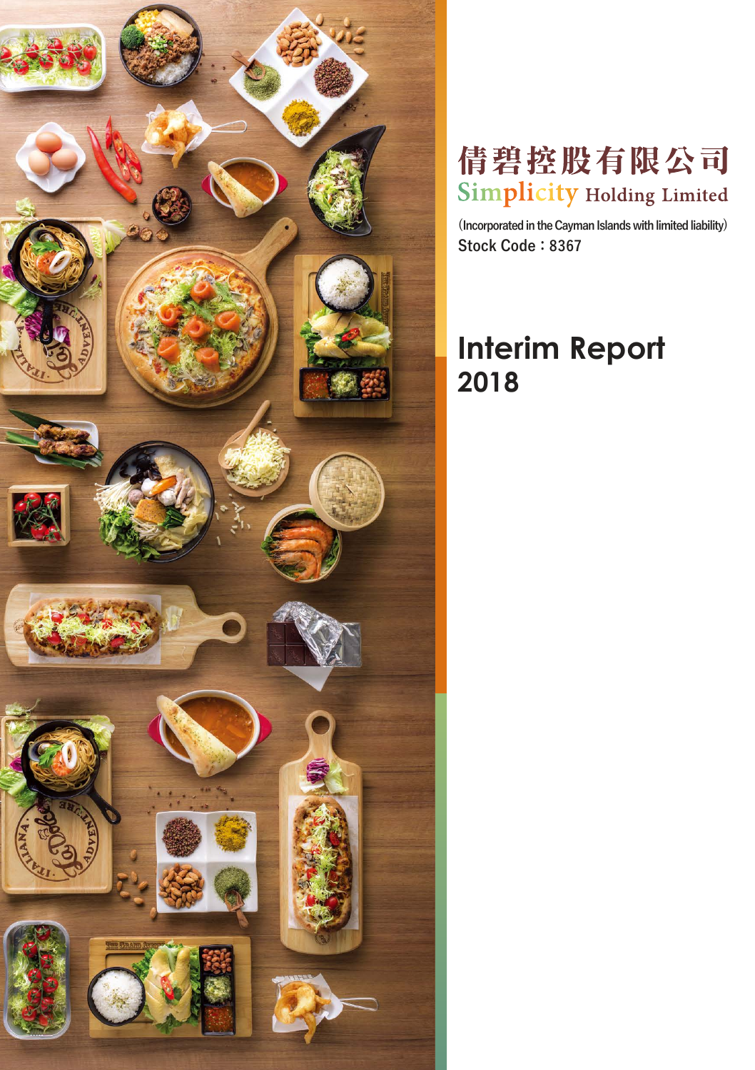# 倩碧控股有限公司

# Simplicity Holding Limited

(Incorporated in the Cayman Islands with limited liability)

Stock Code：8367

# Interim Report 2018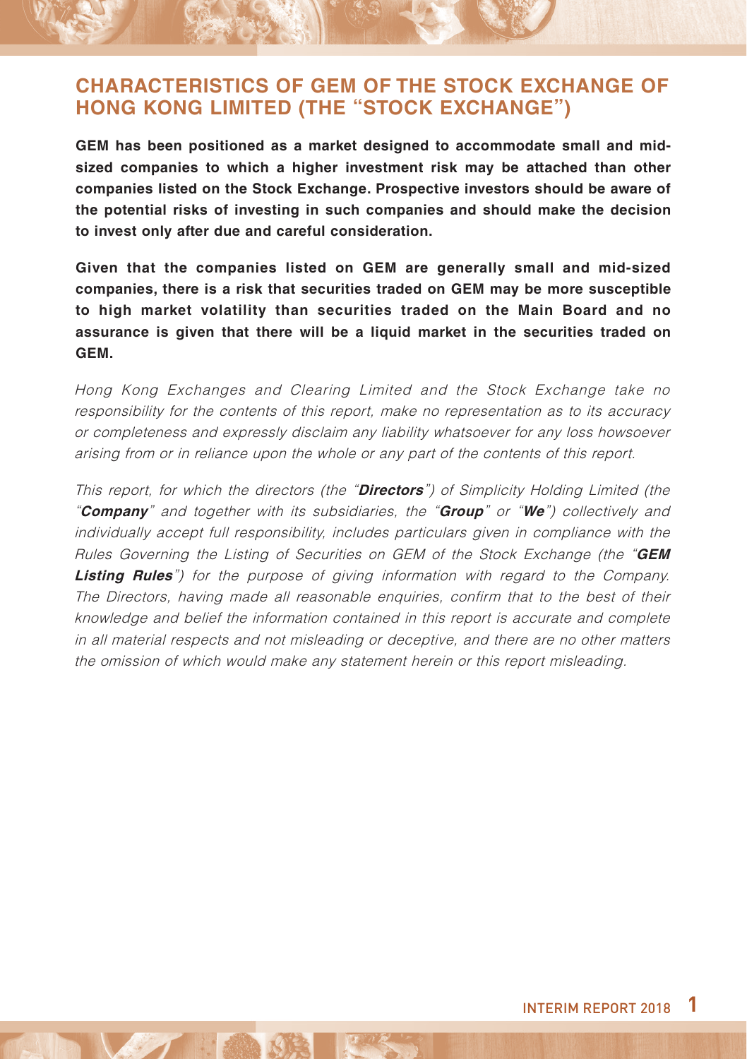## CHARACTERISTICS OF GEM OF THE STOCK EXCHANGE OF HONG KONG LIMITED (THE "STOCK EXCHANGE")

**GEM has been positioned as a market designed to accommodate small and mid-sized companies to which a higher investment risk may be attached than other companies listed on the Stock Exchange. Prospective investors should be aware of the potential risks of investing in such companies and should make the decision to invest only after due and careful consideration.**

**Given that the companies listed on GEM are generally small and mid-sized companies, there is a risk that securities traded on GEM may be more susceptible to high market volatility than securities traded on the Main Board and no assurance is given that there will be a liquid market in the securities traded on GEM.**

*Hong Kong Exchanges and Clearing Limited and the Stock Exchange take no responsibility for the contents of this report, make no representation as to its accuracy or completeness and expressly disclaim any liability whatsoever for any loss howsoever arising from or in reliance upon the whole or any part of the contents of this report.*

*This report, for which the directors (the "**Directors**") of Simplicity Holding Limited (the "**Company**" and together with its subsidiaries, the "**Group**" or "**We**") collectively and individually accept full responsibility, includes particulars given in compliance with the Rules Governing the Listing of Securities on GEM of the Stock Exchange (the "**GEM Listing Rules**") for the purpose of giving information with regard to the Company. The Directors, having made all reasonable enquiries, confirm that to the best of their knowledge and belief the information contained in this report is accurate and complete in all material respects and not misleading or deceptive, and there are no other matters the omission of which would make any statement herein or this report misleading.*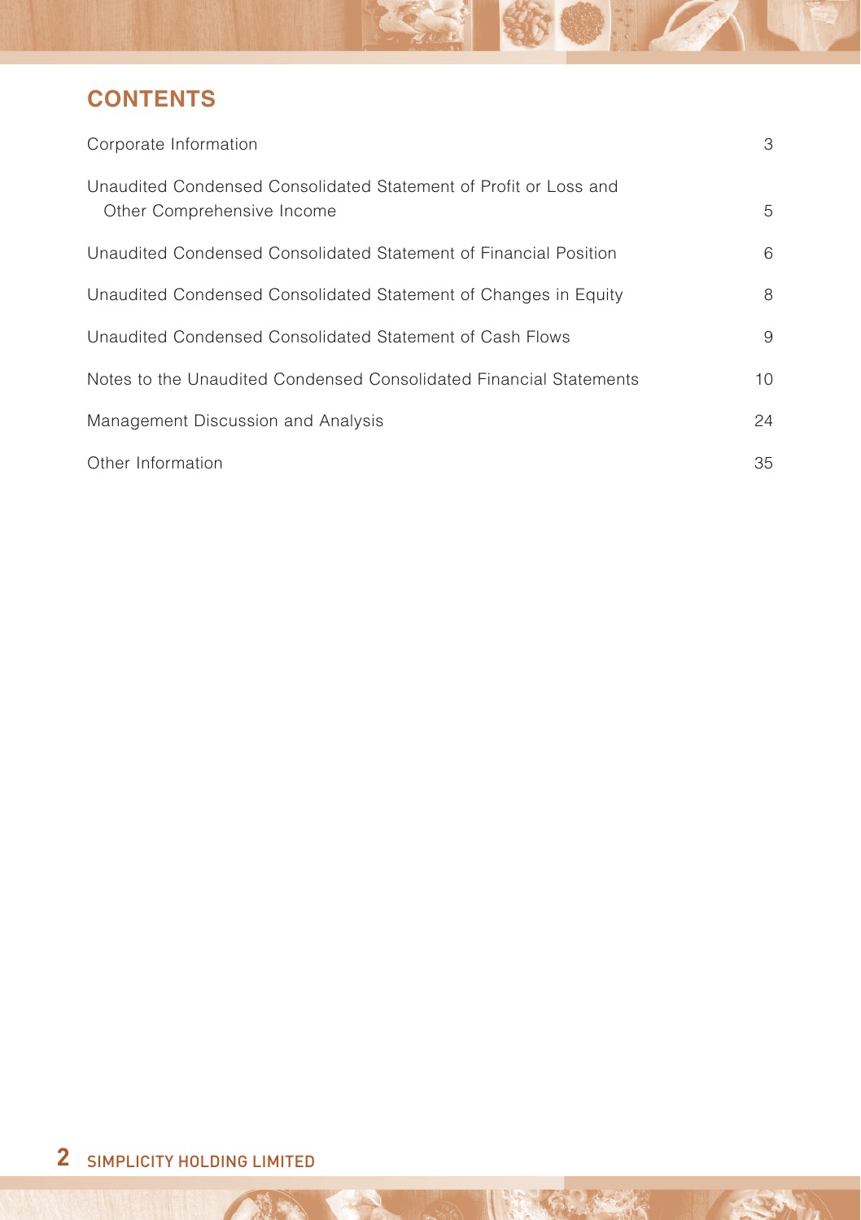# CONTENTS

| | |
|---|---|
| Corporate Information | 3 |
| Unaudited Condensed Consolidated Statement of Profit or Loss and Other Comprehensive Income | 5 |
| Unaudited Condensed Consolidated Statement of Financial Position | 6 |
| Unaudited Condensed Consolidated Statement of Changes in Equity | 8 |
| Unaudited Condensed Consolidated Statement of Cash Flows | 9 |
| Notes to the Unaudited Condensed Consolidated Financial Statements | 10 |
| Management Discussion and Analysis | 24 |
| Other Information | 35 |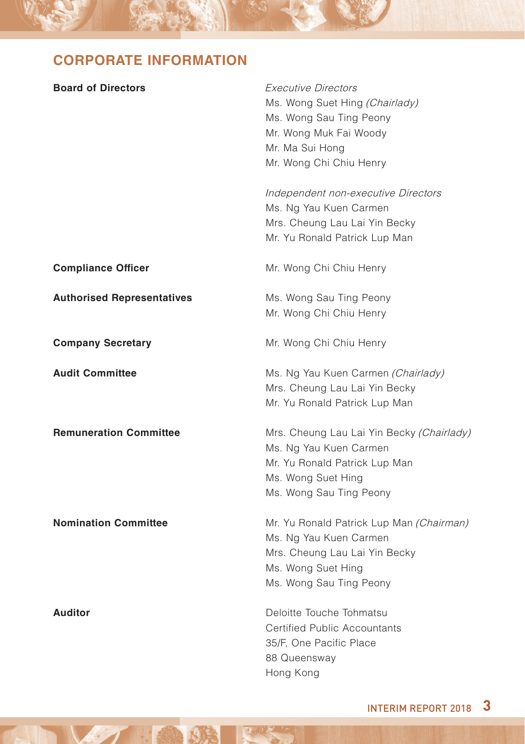# CORPORATE INFORMATION

**Board of Directors**

*Executive Directors*
Ms. Wong Suet Hing *(Chairlady)*
Ms. Wong Sau Ting Peony
Mr. Wong Muk Fai Woody
Mr. Ma Sui Hong
Mr. Wong Chi Chiu Henry

*Independent non-executive Directors*
Ms. Ng Yau Kuen Carmen
Mrs. Cheung Lau Lai Yin Becky
Mr. Yu Ronald Patrick Lup Man

**Compliance Officer**

Mr. Wong Chi Chiu Henry

**Authorised Representatives**

Ms. Wong Sau Ting Peony
Mr. Wong Chi Chiu Henry

**Company Secretary**

Mr. Wong Chi Chiu Henry

**Audit Committee**

Ms. Ng Yau Kuen Carmen *(Chairlady)*
Mrs. Cheung Lau Lai Yin Becky
Mr. Yu Ronald Patrick Lup Man

**Remuneration Committee**

Mrs. Cheung Lau Lai Yin Becky *(Chairlady)*
Ms. Ng Yau Kuen Carmen
Mr. Yu Ronald Patrick Lup Man
Ms. Wong Suet Hing
Ms. Wong Sau Ting Peony

**Nomination Committee**

Mr. Yu Ronald Patrick Lup Man *(Chairman)*
Ms. Ng Yau Kuen Carmen
Mrs. Cheung Lau Lai Yin Becky
Ms. Wong Suet Hing
Ms. Wong Sau Ting Peony

**Auditor**

Deloitte Touche Tohmatsu
Certified Public Accountants
35/F, One Pacific Place
88 Queensway
Hong Kong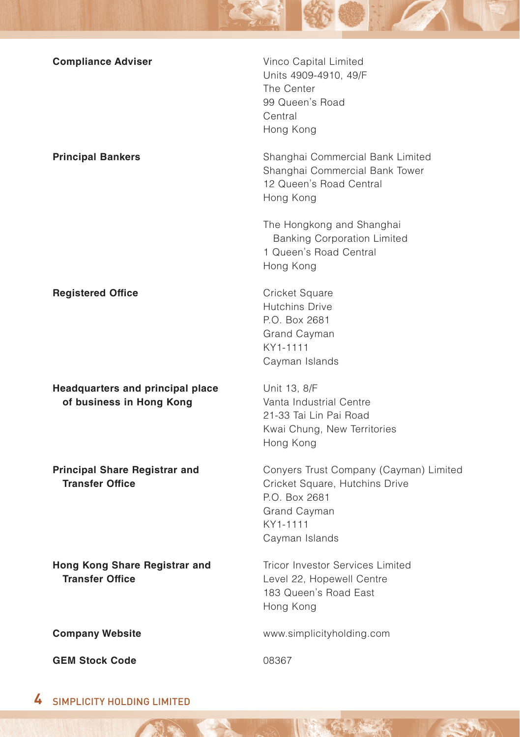**Compliance Adviser**

Vinco Capital Limited
Units 4909-4910, 49/F
The Center
99 Queen's Road
Central
Hong Kong

**Principal Bankers**

Shanghai Commercial Bank Limited
Shanghai Commercial Bank Tower
12 Queen's Road Central
Hong Kong

The Hongkong and Shanghai Banking Corporation Limited
1 Queen's Road Central
Hong Kong

**Registered Office**

Cricket Square
Hutchins Drive
P.O. Box 2681
Grand Cayman
KY1-1111
Cayman Islands

**Headquarters and principal place of business in Hong Kong**

Unit 13, 8/F
Vanta Industrial Centre
21-33 Tai Lin Pai Road
Kwai Chung, New Territories
Hong Kong

**Principal Share Registrar and Transfer Office**

Conyers Trust Company (Cayman) Limited
Cricket Square, Hutchins Drive
P.O. Box 2681
Grand Cayman
KY1-1111
Cayman Islands

**Hong Kong Share Registrar and Transfer Office**

Tricor Investor Services Limited
Level 22, Hopewell Centre
183 Queen's Road East
Hong Kong

**Company Website**

www.simplicityholding.com

**GEM Stock Code**

08367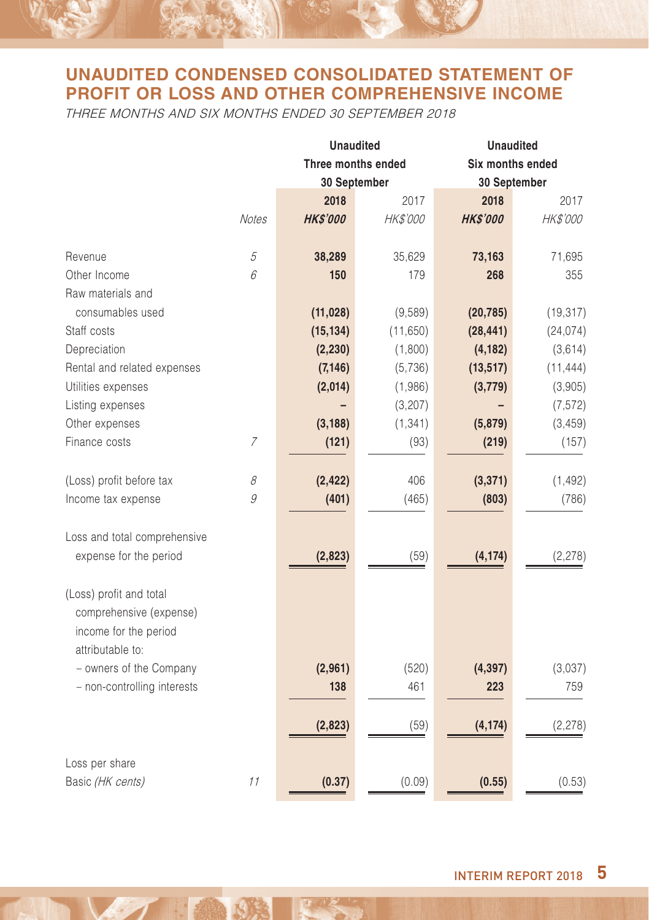# UNAUDITED CONDENSED CONSOLIDATED STATEMENT OF PROFIT OR LOSS AND OTHER COMPREHENSIVE INCOME

*THREE MONTHS AND SIX MONTHS ENDED 30 SEPTEMBER 2018*

| | | Unaudited Three months ended 30 September | | Unaudited Six months ended 30 September | |
|---|---|---|---|---|---|
| | | **2018** | 2017 | **2018** | 2017 |
| | *Notes* | ***HK$'000*** | *HK$'000* | ***HK$'000*** | *HK$'000* |
| Revenue | *5* | **38,289** | 35,629 | **73,163** | 71,695 |
| Other Income | *6* | **150** | 179 | **268** | 355 |
| Raw materials and consumables used | | **(11,028)** | (9,589) | **(20,785)** | (19,317) |
| Staff costs | | **(15,134)** | (11,650) | **(28,441)** | (24,074) |
| Depreciation | | **(2,230)** | (1,800) | **(4,182)** | (3,614) |
| Rental and related expenses | | **(7,146)** | (5,736) | **(13,517)** | (11,444) |
| Utilities expenses | | **(2,014)** | (1,986) | **(3,779)** | (3,905) |
| Listing expenses | | **–** | (3,207) | **–** | (7,572) |
| Other expenses | | **(3,188)** | (1,341) | **(5,879)** | (3,459) |
| Finance costs | *7* | **(121)** | (93) | **(219)** | (157) |
| (Loss) profit before tax | *8* | **(2,422)** | 406 | **(3,371)** | (1,492) |
| Income tax expense | *9* | **(401)** | (465) | **(803)** | (786) |
| Loss and total comprehensive expense for the period | | **(2,823)** | (59) | **(4,174)** | (2,278) |
| (Loss) profit and total comprehensive (expense) income for the period attributable to: | | | | | |
| – owners of the Company | | **(2,961)** | (520) | **(4,397)** | (3,037) |
| – non-controlling interests | | **138** | 461 | **223** | 759 |
| | | **(2,823)** | (59) | **(4,174)** | (2,278) |
| Loss per share | | | | | |
| Basic *(HK cents)* | *11* | **(0.37)** | (0.09) | **(0.55)** | (0.53) |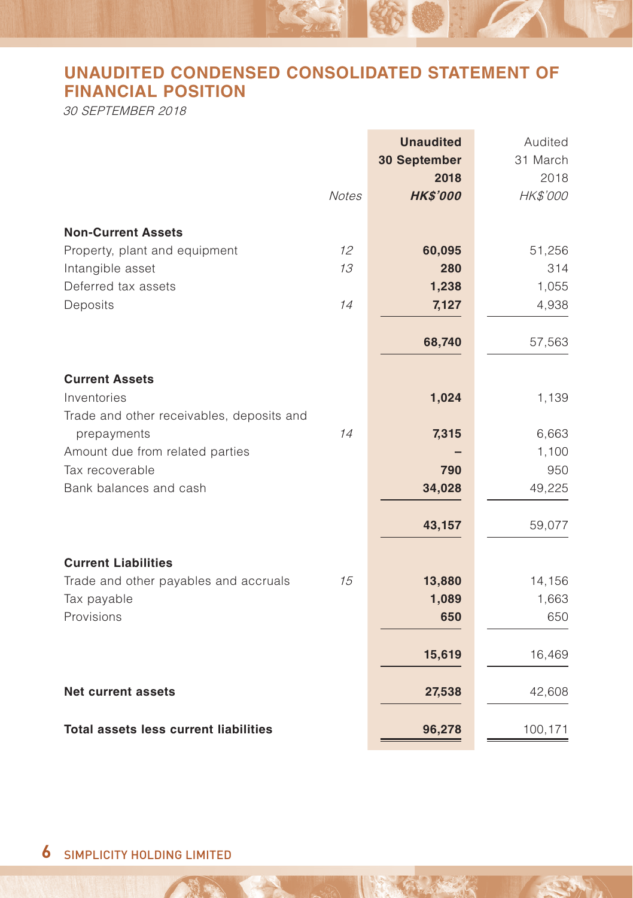# UNAUDITED CONDENSED CONSOLIDATED STATEMENT OF FINANCIAL POSITION

*30 SEPTEMBER 2018*

| | Notes | **Unaudited 30 September 2018 *HK$'000*** | Audited 31 March 2018 *HK$'000* |
|---|---|---|---|
| **Non-Current Assets** | | | |
| Property, plant and equipment | *12* | **60,095** | 51,256 |
| Intangible asset | *13* | **280** | 314 |
| Deferred tax assets | | **1,238** | 1,055 |
| Deposits | *14* | **7,127** | 4,938 |
| | | **68,740** | 57,563 |
| **Current Assets** | | | |
| Inventories | | **1,024** | 1,139 |
| Trade and other receivables, deposits and prepayments | *14* | **7,315** | 6,663 |
| Amount due from related parties | | **–** | 1,100 |
| Tax recoverable | | **790** | 950 |
| Bank balances and cash | | **34,028** | 49,225 |
| | | **43,157** | 59,077 |
| **Current Liabilities** | | | |
| Trade and other payables and accruals | *15* | **13,880** | 14,156 |
| Tax payable | | **1,089** | 1,663 |
| Provisions | | **650** | 650 |
| | | **15,619** | 16,469 |
| **Net current assets** | | **27,538** | 42,608 |
| **Total assets less current liabilities** | | **96,278** | 100,171 |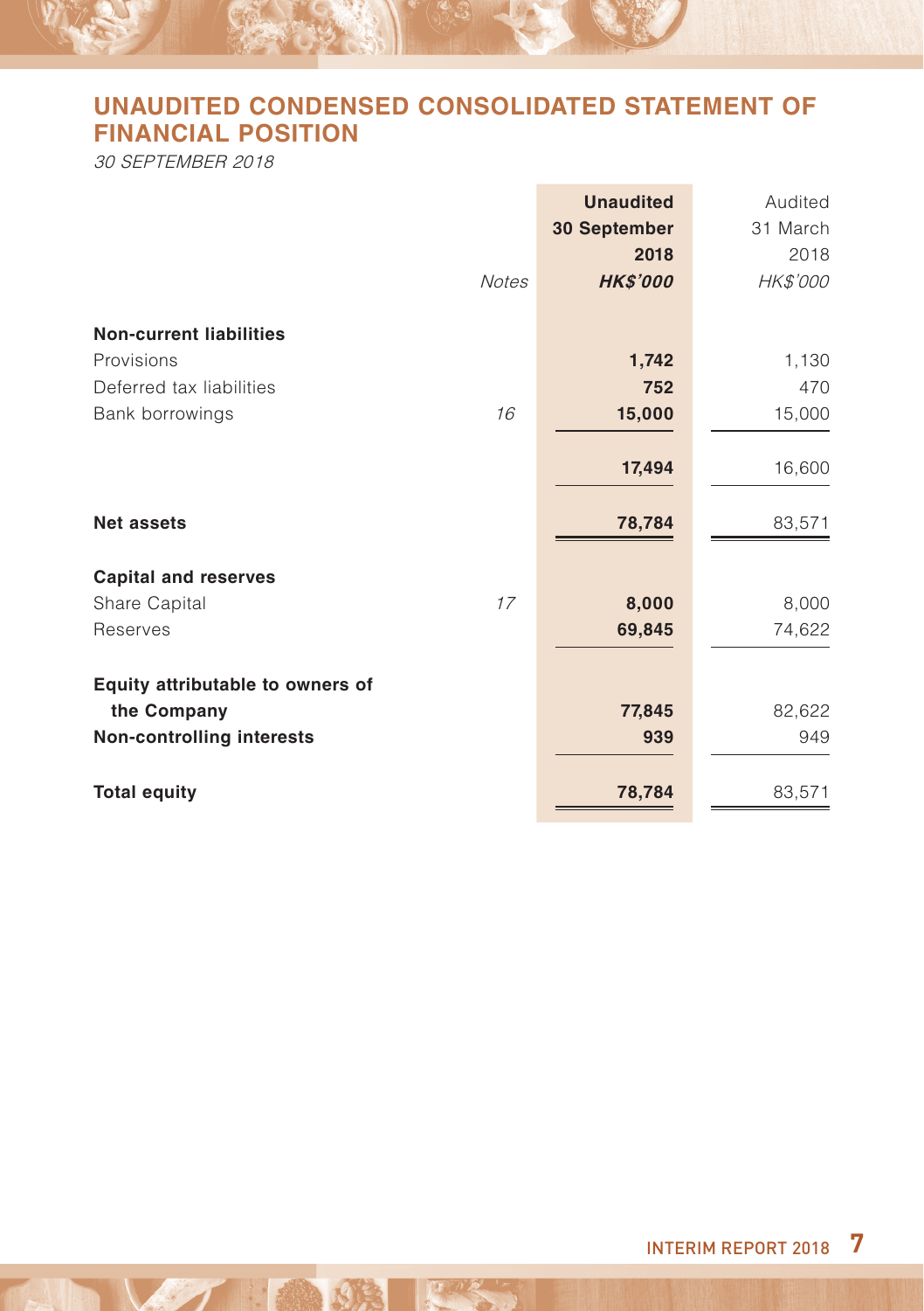## UNAUDITED CONDENSED CONSOLIDATED STATEMENT OF FINANCIAL POSITION

*30 SEPTEMBER 2018*

| | Notes | **Unaudited 30 September 2018 HK$'000** | Audited 31 March 2018 HK$'000 |
|---|---|---|---|
| **Non-current liabilities** | | | |
| Provisions | | **1,742** | 1,130 |
| Deferred tax liabilities | | **752** | 470 |
| Bank borrowings | *16* | **15,000** | 15,000 |
| | | **17,494** | 16,600 |
| **Net assets** | | **78,784** | 83,571 |
| **Capital and reserves** | | | |
| Share Capital | *17* | **8,000** | 8,000 |
| Reserves | | **69,845** | 74,622 |
| **Equity attributable to owners of the Company** | | **77,845** | 82,622 |
| **Non-controlling interests** | | **939** | 949 |
| **Total equity** | | **78,784** | 83,571 |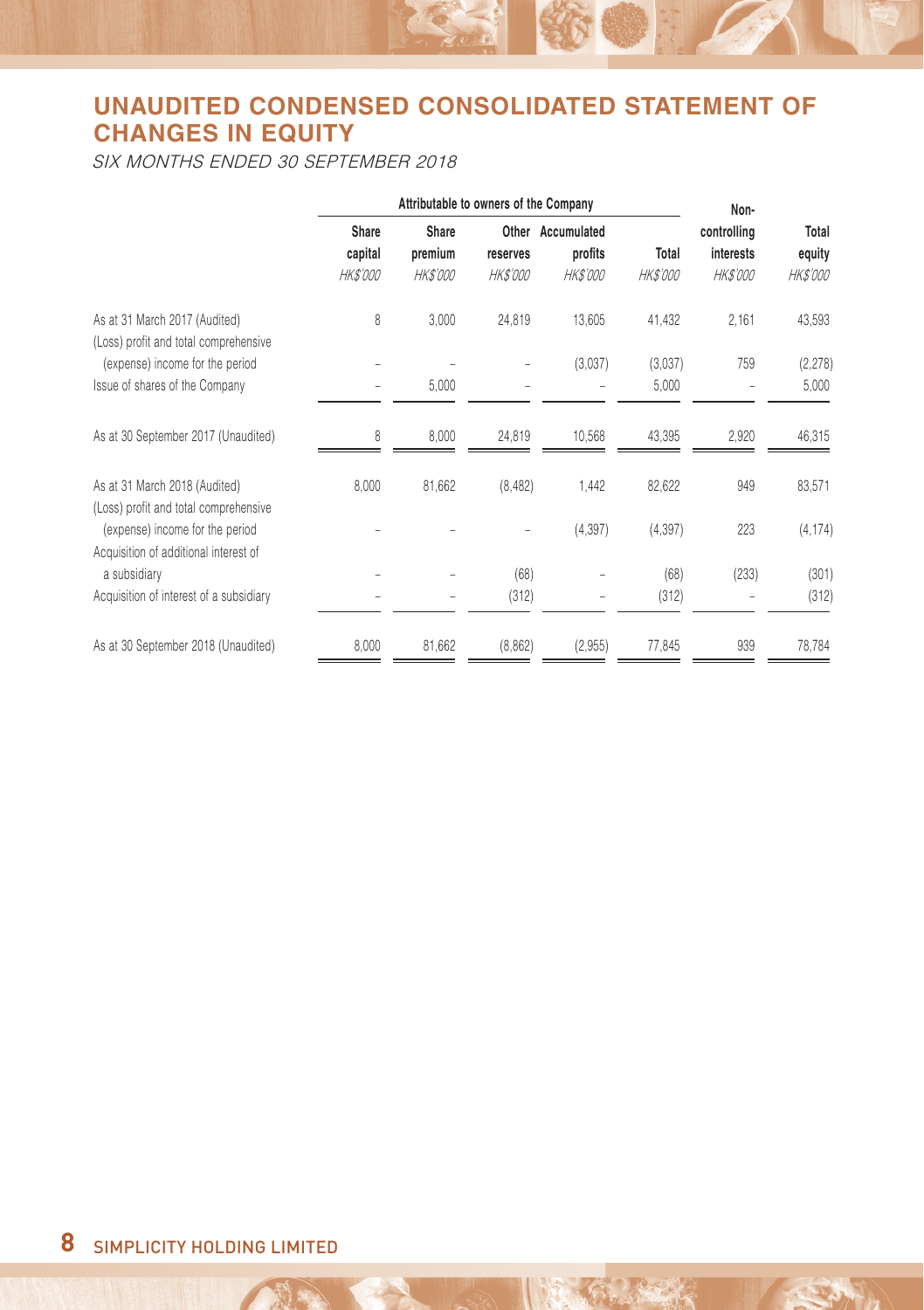# UNAUDITED CONDENSED CONSOLIDATED STATEMENT OF CHANGES IN EQUITY

*SIX MONTHS ENDED 30 SEPTEMBER 2018*

| | Attributable to owners of the Company | | | | | Non-controlling interests | Total equity |
|---|---|---|---|---|---|---|---|
| | Share capital | Share premium | Other reserves | Accumulated profits | Total | | |
| | *HK$'000* | *HK$'000* | *HK$'000* | *HK$'000* | *HK$'000* | *HK$'000* | *HK$'000* |
| As at 31 March 2017 (Audited) | 8 | 3,000 | 24,819 | 13,605 | 41,432 | 2,161 | 43,593 |
| (Loss) profit and total comprehensive (expense) income for the period | – | – | – | (3,037) | (3,037) | 759 | (2,278) |
| Issue of shares of the Company | – | 5,000 | – | – | 5,000 | – | 5,000 |
| As at 30 September 2017 (Unaudited) | 8 | 8,000 | 24,819 | 10,568 | 43,395 | 2,920 | 46,315 |
| As at 31 March 2018 (Audited) | 8,000 | 81,662 | (8,482) | 1,442 | 82,622 | 949 | 83,571 |
| (Loss) profit and total comprehensive (expense) income for the period | – | – | – | (4,397) | (4,397) | 223 | (4,174) |
| Acquisition of additional interest of a subsidiary | – | – | (68) | – | (68) | (233) | (301) |
| Acquisition of interest of a subsidiary | – | – | (312) | – | (312) | – | (312) |
| As at 30 September 2018 (Unaudited) | 8,000 | 81,662 | (8,862) | (2,955) | 77,845 | 939 | 78,784 |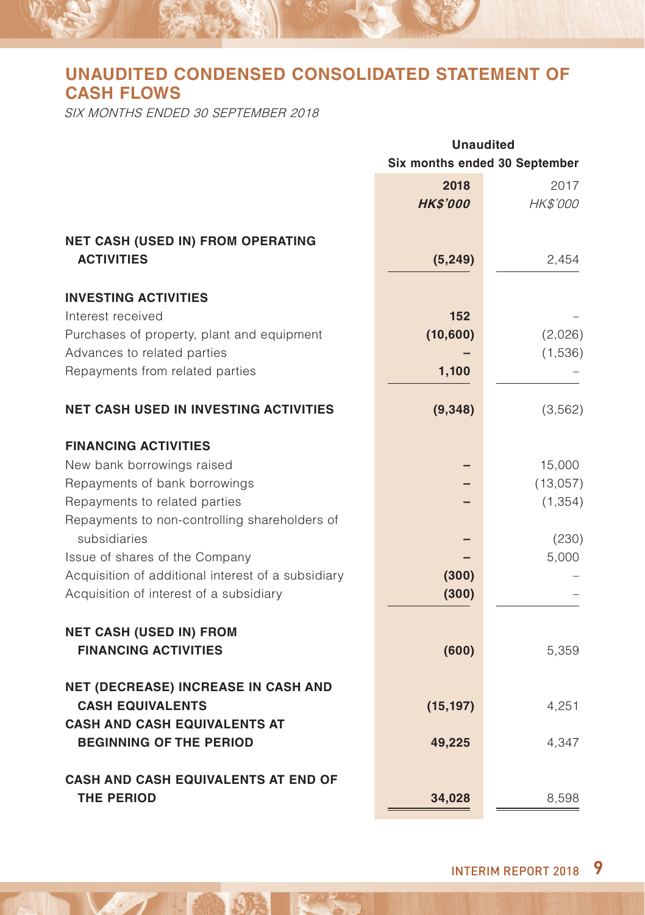# UNAUDITED CONDENSED CONSOLIDATED STATEMENT OF CASH FLOWS

*SIX MONTHS ENDED 30 SEPTEMBER 2018*

| | Unaudited Six months ended 30 September | |
|---|---|---|
| | **2018** | 2017 |
| | ***HK$'000*** | *HK$'000* |
| **NET CASH (USED IN) FROM OPERATING ACTIVITIES** | **(5,249)** | 2,454 |
| **INVESTING ACTIVITIES** | | |
| Interest received | **152** | – |
| Purchases of property, plant and equipment | **(10,600)** | (2,026) |
| Advances to related parties | **–** | (1,536) |
| Repayments from related parties | **1,100** | – |
| **NET CASH USED IN INVESTING ACTIVITIES** | **(9,348)** | (3,562) |
| **FINANCING ACTIVITIES** | | |
| New bank borrowings raised | **–** | 15,000 |
| Repayments of bank borrowings | **–** | (13,057) |
| Repayments to related parties | **–** | (1,354) |
| Repayments to non-controlling shareholders of subsidiaries | **–** | (230) |
| Issue of shares of the Company | **–** | 5,000 |
| Acquisition of additional interest of a subsidiary | **(300)** | – |
| Acquisition of interest of a subsidiary | **(300)** | – |
| **NET CASH (USED IN) FROM FINANCING ACTIVITIES** | **(600)** | 5,359 |
| **NET (DECREASE) INCREASE IN CASH AND CASH EQUIVALENTS** | **(15,197)** | 4,251 |
| **CASH AND CASH EQUIVALENTS AT BEGINNING OF THE PERIOD** | **49,225** | 4,347 |
| **CASH AND CASH EQUIVALENTS AT END OF THE PERIOD** | **34,028** | 8,598 |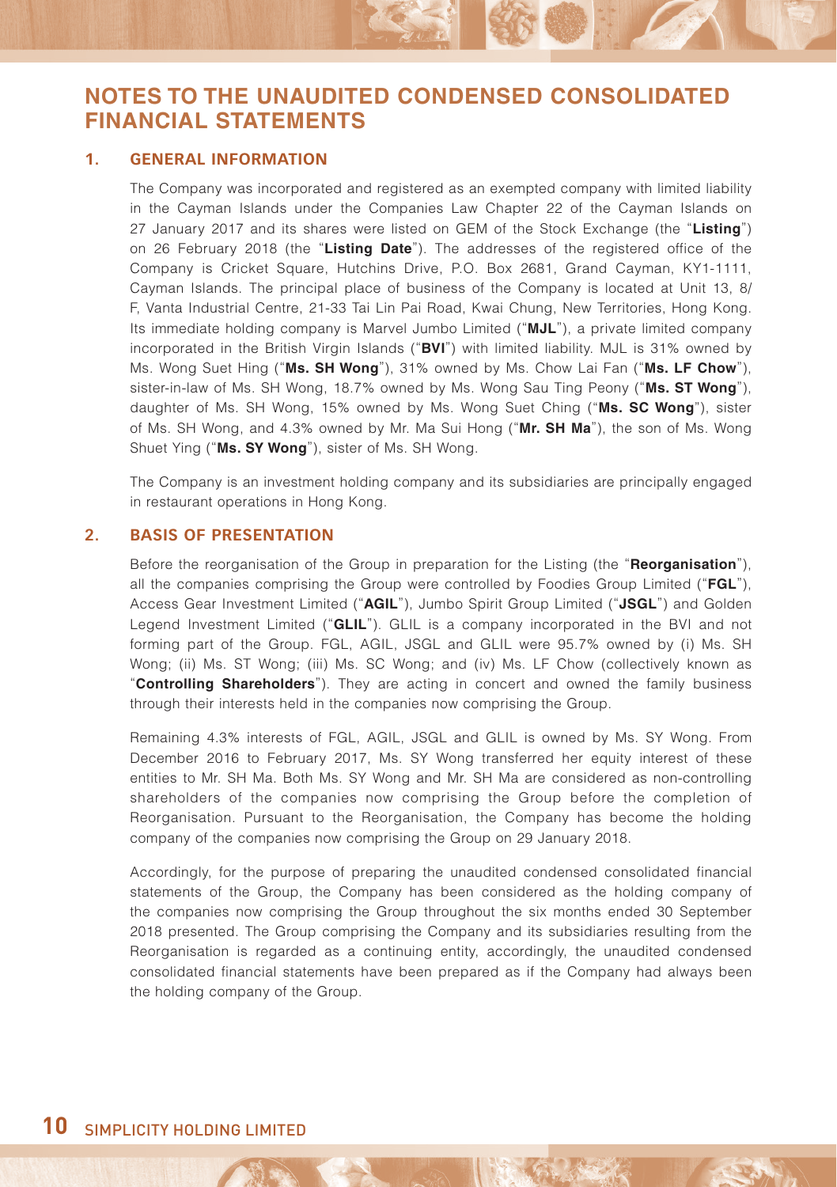# NOTES TO THE UNAUDITED CONDENSED CONSOLIDATED FINANCIAL STATEMENTS

## 1. GENERAL INFORMATION

The Company was incorporated and registered as an exempted company with limited liability in the Cayman Islands under the Companies Law Chapter 22 of the Cayman Islands on 27 January 2017 and its shares were listed on GEM of the Stock Exchange (the "**Listing**") on 26 February 2018 (the "**Listing Date**"). The addresses of the registered office of the Company is Cricket Square, Hutchins Drive, P.O. Box 2681, Grand Cayman, KY1-1111, Cayman Islands. The principal place of business of the Company is located at Unit 13, 8/F, Vanta Industrial Centre, 21-33 Tai Lin Pai Road, Kwai Chung, New Territories, Hong Kong. Its immediate holding company is Marvel Jumbo Limited ("**MJL**"), a private limited company incorporated in the British Virgin Islands ("**BVI**") with limited liability. MJL is 31% owned by Ms. Wong Suet Hing ("**Ms. SH Wong**"), 31% owned by Ms. Chow Lai Fan ("**Ms. LF Chow**"), sister-in-law of Ms. SH Wong, 18.7% owned by Ms. Wong Sau Ting Peony ("**Ms. ST Wong**"), daughter of Ms. SH Wong, 15% owned by Ms. Wong Suet Ching ("**Ms. SC Wong**"), sister of Ms. SH Wong, and 4.3% owned by Mr. Ma Sui Hong ("**Mr. SH Ma**"), the son of Ms. Wong Shuet Ying ("**Ms. SY Wong**"), sister of Ms. SH Wong.

The Company is an investment holding company and its subsidiaries are principally engaged in restaurant operations in Hong Kong.

## 2. BASIS OF PRESENTATION

Before the reorganisation of the Group in preparation for the Listing (the "**Reorganisation**"), all the companies comprising the Group were controlled by Foodies Group Limited ("**FGL**"), Access Gear Investment Limited ("**AGIL**"), Jumbo Spirit Group Limited ("**JSGL**") and Golden Legend Investment Limited ("**GLIL**"). GLIL is a company incorporated in the BVI and not forming part of the Group. FGL, AGIL, JSGL and GLIL were 95.7% owned by (i) Ms. SH Wong; (ii) Ms. ST Wong; (iii) Ms. SC Wong; and (iv) Ms. LF Chow (collectively known as "**Controlling Shareholders**"). They are acting in concert and owned the family business through their interests held in the companies now comprising the Group.

Remaining 4.3% interests of FGL, AGIL, JSGL and GLIL is owned by Ms. SY Wong. From December 2016 to February 2017, Ms. SY Wong transferred her equity interest of these entities to Mr. SH Ma. Both Ms. SY Wong and Mr. SH Ma are considered as non-controlling shareholders of the companies now comprising the Group before the completion of Reorganisation. Pursuant to the Reorganisation, the Company has become the holding company of the companies now comprising the Group on 29 January 2018.

Accordingly, for the purpose of preparing the unaudited condensed consolidated financial statements of the Group, the Company has been considered as the holding company of the companies now comprising the Group throughout the six months ended 30 September 2018 presented. The Group comprising the Company and its subsidiaries resulting from the Reorganisation is regarded as a continuing entity, accordingly, the unaudited condensed consolidated financial statements have been prepared as if the Company had always been the holding company of the Group.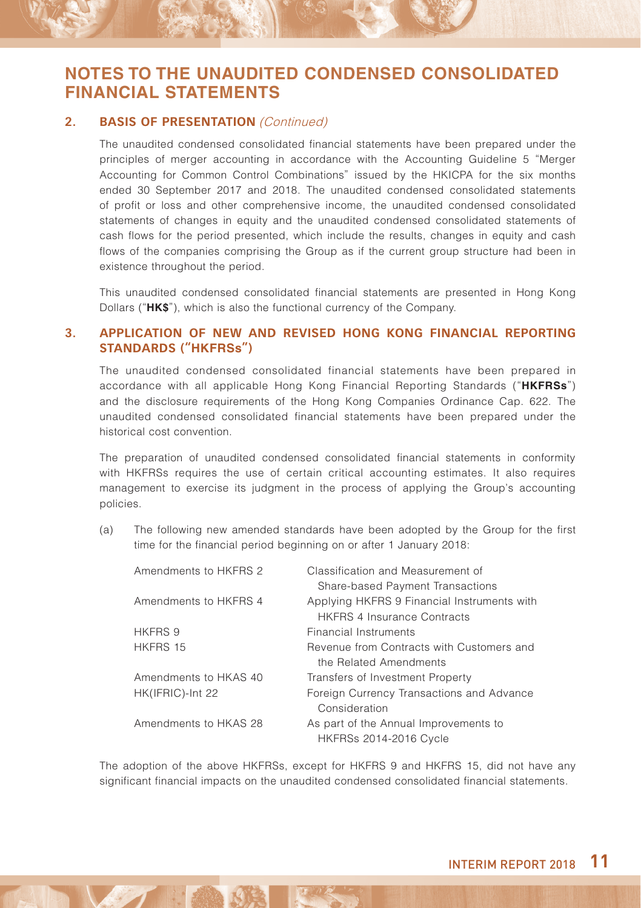# NOTES TO THE UNAUDITED CONDENSED CONSOLIDATED FINANCIAL STATEMENTS

## 2. BASIS OF PRESENTATION *(Continued)*

The unaudited condensed consolidated financial statements have been prepared under the principles of merger accounting in accordance with the Accounting Guideline 5 "Merger Accounting for Common Control Combinations" issued by the HKICPA for the six months ended 30 September 2017 and 2018. The unaudited condensed consolidated statements of profit or loss and other comprehensive income, the unaudited condensed consolidated statements of changes in equity and the unaudited condensed consolidated statements of cash flows for the period presented, which include the results, changes in equity and cash flows of the companies comprising the Group as if the current group structure had been in existence throughout the period.

This unaudited condensed consolidated financial statements are presented in Hong Kong Dollars ("**HK$**"), which is also the functional currency of the Company.

## 3. APPLICATION OF NEW AND REVISED HONG KONG FINANCIAL REPORTING STANDARDS ("HKFRSs")

The unaudited condensed consolidated financial statements have been prepared in accordance with all applicable Hong Kong Financial Reporting Standards ("**HKFRSs**") and the disclosure requirements of the Hong Kong Companies Ordinance Cap. 622. The unaudited condensed consolidated financial statements have been prepared under the historical cost convention.

The preparation of unaudited condensed consolidated financial statements in conformity with HKFRSs requires the use of certain critical accounting estimates. It also requires management to exercise its judgment in the process of applying the Group's accounting policies.

(a) The following new amended standards have been adopted by the Group for the first time for the financial period beginning on or after 1 January 2018:

| | |
|---|---|
| Amendments to HKFRS 2 | Classification and Measurement of Share-based Payment Transactions |
| Amendments to HKFRS 4 | Applying HKFRS 9 Financial Instruments with HKFRS 4 Insurance Contracts |
| HKFRS 9 | Financial Instruments |
| HKFRS 15 | Revenue from Contracts with Customers and the Related Amendments |
| Amendments to HKAS 40 | Transfers of Investment Property |
| HK(IFRIC)-Int 22 | Foreign Currency Transactions and Advance Consideration |
| Amendments to HKAS 28 | As part of the Annual Improvements to HKFRSs 2014-2016 Cycle |

The adoption of the above HKFRSs, except for HKFRS 9 and HKFRS 15, did not have any significant financial impacts on the unaudited condensed consolidated financial statements.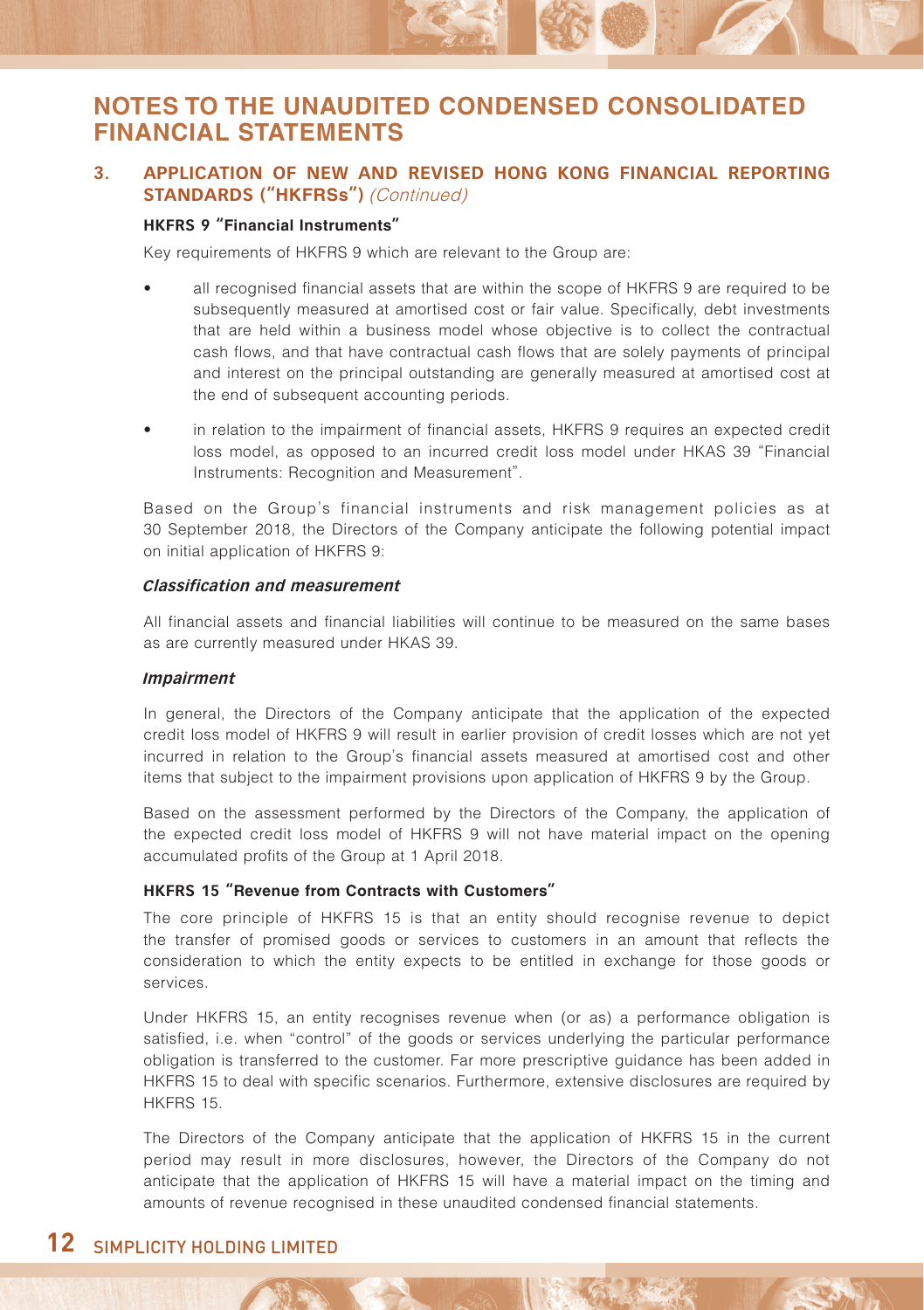# NOTES TO THE UNAUDITED CONDENSED CONSOLIDATED FINANCIAL STATEMENTS

## 3. APPLICATION OF NEW AND REVISED HONG KONG FINANCIAL REPORTING STANDARDS ("HKFRSs") *(Continued)*

### HKFRS 9 "Financial Instruments"

Key requirements of HKFRS 9 which are relevant to the Group are:

- all recognised financial assets that are within the scope of HKFRS 9 are required to be subsequently measured at amortised cost or fair value. Specifically, debt investments that are held within a business model whose objective is to collect the contractual cash flows, and that have contractual cash flows that are solely payments of principal and interest on the principal outstanding are generally measured at amortised cost at the end of subsequent accounting periods.
- in relation to the impairment of financial assets, HKFRS 9 requires an expected credit loss model, as opposed to an incurred credit loss model under HKAS 39 "Financial Instruments: Recognition and Measurement".

Based on the Group's financial instruments and risk management policies as at 30 September 2018, the Directors of the Company anticipate the following potential impact on initial application of HKFRS 9:

#### *Classification and measurement*

All financial assets and financial liabilities will continue to be measured on the same bases as are currently measured under HKAS 39.

#### *Impairment*

In general, the Directors of the Company anticipate that the application of the expected credit loss model of HKFRS 9 will result in earlier provision of credit losses which are not yet incurred in relation to the Group's financial assets measured at amortised cost and other items that subject to the impairment provisions upon application of HKFRS 9 by the Group.

Based on the assessment performed by the Directors of the Company, the application of the expected credit loss model of HKFRS 9 will not have material impact on the opening accumulated profits of the Group at 1 April 2018.

### HKFRS 15 "Revenue from Contracts with Customers"

The core principle of HKFRS 15 is that an entity should recognise revenue to depict the transfer of promised goods or services to customers in an amount that reflects the consideration to which the entity expects to be entitled in exchange for those goods or services.

Under HKFRS 15, an entity recognises revenue when (or as) a performance obligation is satisfied, i.e. when "control" of the goods or services underlying the particular performance obligation is transferred to the customer. Far more prescriptive guidance has been added in HKFRS 15 to deal with specific scenarios. Furthermore, extensive disclosures are required by HKFRS 15.

The Directors of the Company anticipate that the application of HKFRS 15 in the current period may result in more disclosures, however, the Directors of the Company do not anticipate that the application of HKFRS 15 will have a material impact on the timing and amounts of revenue recognised in these unaudited condensed financial statements.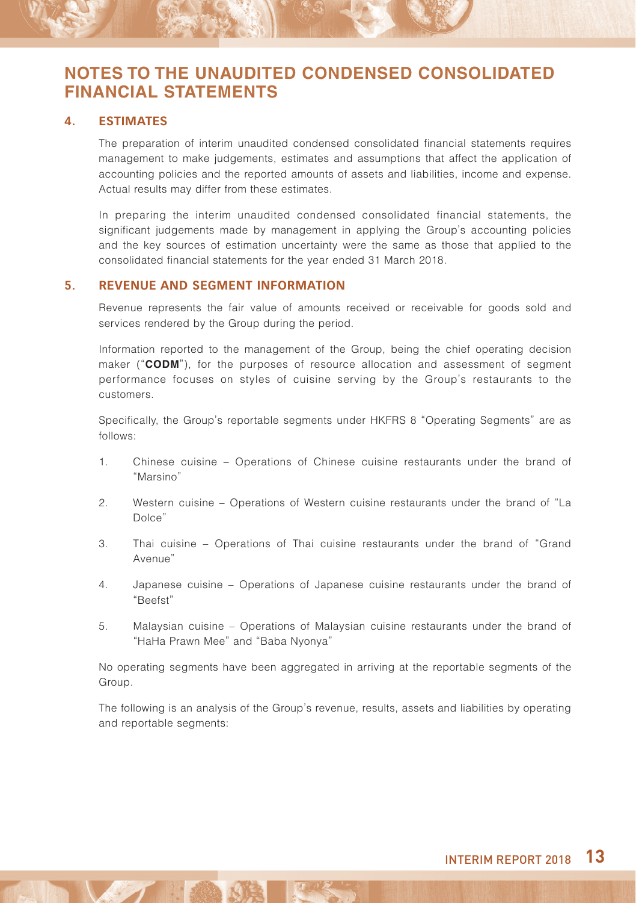# NOTES TO THE UNAUDITED CONDENSED CONSOLIDATED FINANCIAL STATEMENTS

## 4. ESTIMATES

The preparation of interim unaudited condensed consolidated financial statements requires management to make judgements, estimates and assumptions that affect the application of accounting policies and the reported amounts of assets and liabilities, income and expense. Actual results may differ from these estimates.

In preparing the interim unaudited condensed consolidated financial statements, the significant judgements made by management in applying the Group's accounting policies and the key sources of estimation uncertainty were the same as those that applied to the consolidated financial statements for the year ended 31 March 2018.

## 5. REVENUE AND SEGMENT INFORMATION

Revenue represents the fair value of amounts received or receivable for goods sold and services rendered by the Group during the period.

Information reported to the management of the Group, being the chief operating decision maker ("**CODM**"), for the purposes of resource allocation and assessment of segment performance focuses on styles of cuisine serving by the Group's restaurants to the customers.

Specifically, the Group's reportable segments under HKFRS 8 "Operating Segments" are as follows:

1. Chinese cuisine – Operations of Chinese cuisine restaurants under the brand of "Marsino"
2. Western cuisine – Operations of Western cuisine restaurants under the brand of "La Dolce"
3. Thai cuisine – Operations of Thai cuisine restaurants under the brand of "Grand Avenue"
4. Japanese cuisine – Operations of Japanese cuisine restaurants under the brand of "Beefst"
5. Malaysian cuisine – Operations of Malaysian cuisine restaurants under the brand of "HaHa Prawn Mee" and "Baba Nyonya"

No operating segments have been aggregated in arriving at the reportable segments of the Group.

The following is an analysis of the Group's revenue, results, assets and liabilities by operating and reportable segments: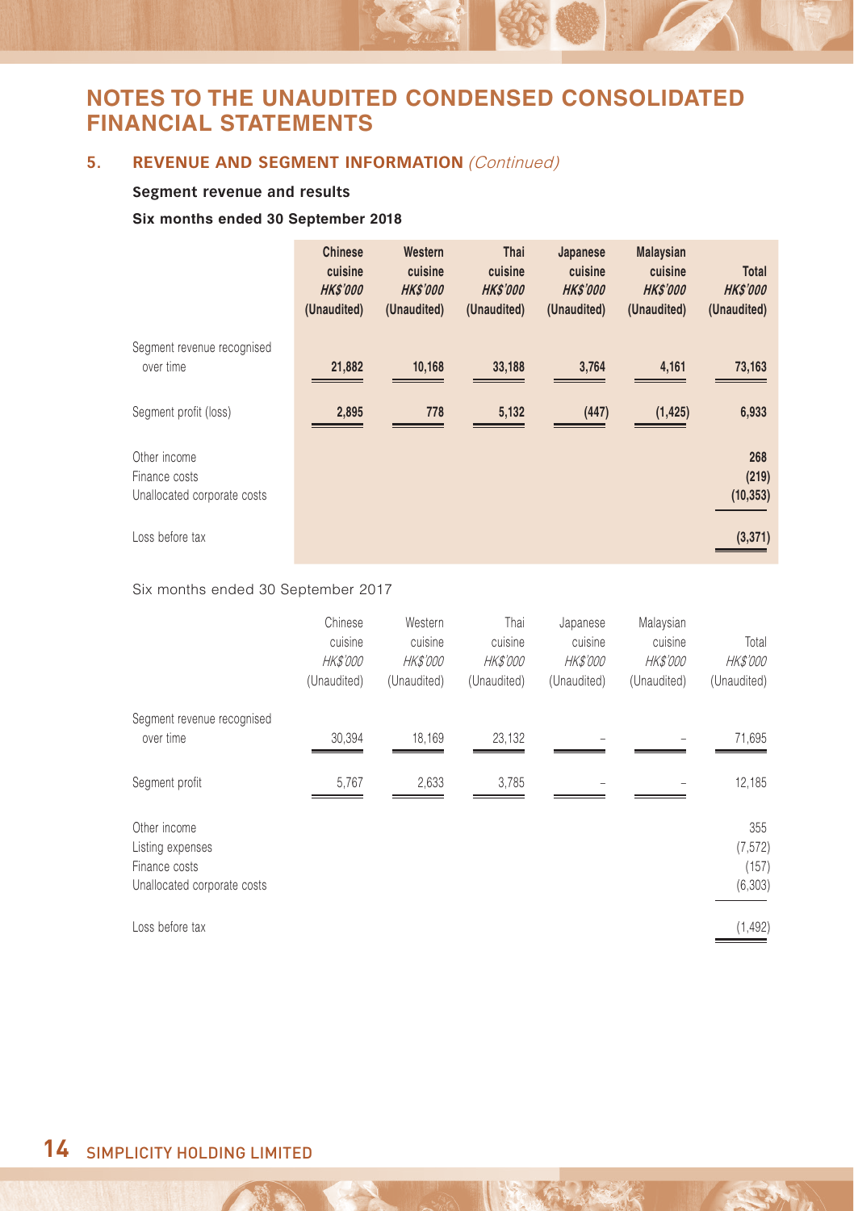# NOTES TO THE UNAUDITED CONDENSED CONSOLIDATED FINANCIAL STATEMENTS

## 5. REVENUE AND SEGMENT INFORMATION *(Continued)*

### Segment revenue and results

**Six months ended 30 September 2018**

| | Chinese cuisine *HK$'000* (Unaudited) | Western cuisine *HK$'000* (Unaudited) | Thai cuisine *HK$'000* (Unaudited) | Japanese cuisine *HK$'000* (Unaudited) | Malaysian cuisine *HK$'000* (Unaudited) | Total *HK$'000* (Unaudited) |
|---|---|---|---|---|---|---|
| Segment revenue recognised over time | **21,882** | **10,168** | **33,188** | **3,764** | **4,161** | **73,163** |
| Segment profit (loss) | **2,895** | **778** | **5,132** | **(447)** | **(1,425)** | **6,933** |
| Other income | | | | | | **268** |
| Finance costs | | | | | | **(219)** |
| Unallocated corporate costs | | | | | | **(10,353)** |
| Loss before tax | | | | | | **(3,371)** |

Six months ended 30 September 2017

| | Chinese cuisine *HK$'000* (Unaudited) | Western cuisine *HK$'000* (Unaudited) | Thai cuisine *HK$'000* (Unaudited) | Japanese cuisine *HK$'000* (Unaudited) | Malaysian cuisine *HK$'000* (Unaudited) | Total *HK$'000* (Unaudited) |
|---|---|---|---|---|---|---|
| Segment revenue recognised over time | 30,394 | 18,169 | 23,132 | – | – | 71,695 |
| Segment profit | 5,767 | 2,633 | 3,785 | – | – | 12,185 |
| Other income | | | | | | 355 |
| Listing expenses | | | | | | (7,572) |
| Finance costs | | | | | | (157) |
| Unallocated corporate costs | | | | | | (6,303) |
| Loss before tax | | | | | | (1,492) |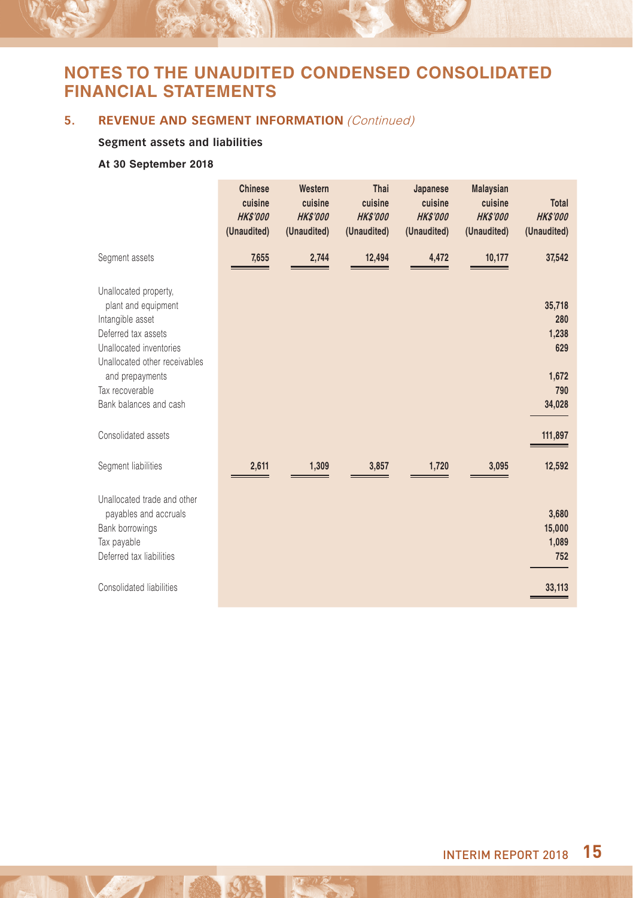# NOTES TO THE UNAUDITED CONDENSED CONSOLIDATED FINANCIAL STATEMENTS

## 5. REVENUE AND SEGMENT INFORMATION *(Continued)*

### Segment assets and liabilities

**At 30 September 2018**

| | Chinese cuisine *HK$'000* (Unaudited) | Western cuisine *HK$'000* (Unaudited) | Thai cuisine *HK$'000* (Unaudited) | Japanese cuisine *HK$'000* (Unaudited) | Malaysian cuisine *HK$'000* (Unaudited) | Total *HK$'000* (Unaudited) |
|---|---|---|---|---|---|---|
| Segment assets | 7,655 | 2,744 | 12,494 | 4,472 | 10,177 | 37,542 |
| Unallocated property, plant and equipment | | | | | | 35,718 |
| Intangible asset | | | | | | 280 |
| Deferred tax assets | | | | | | 1,238 |
| Unallocated inventories | | | | | | 629 |
| Unallocated other receivables and prepayments | | | | | | 1,672 |
| Tax recoverable | | | | | | 790 |
| Bank balances and cash | | | | | | 34,028 |
| Consolidated assets | | | | | | 111,897 |
| Segment liabilities | 2,611 | 1,309 | 3,857 | 1,720 | 3,095 | 12,592 |
| Unallocated trade and other payables and accruals | | | | | | 3,680 |
| Bank borrowings | | | | | | 15,000 |
| Tax payable | | | | | | 1,089 |
| Deferred tax liabilities | | | | | | 752 |
| Consolidated liabilities | | | | | | 33,113 |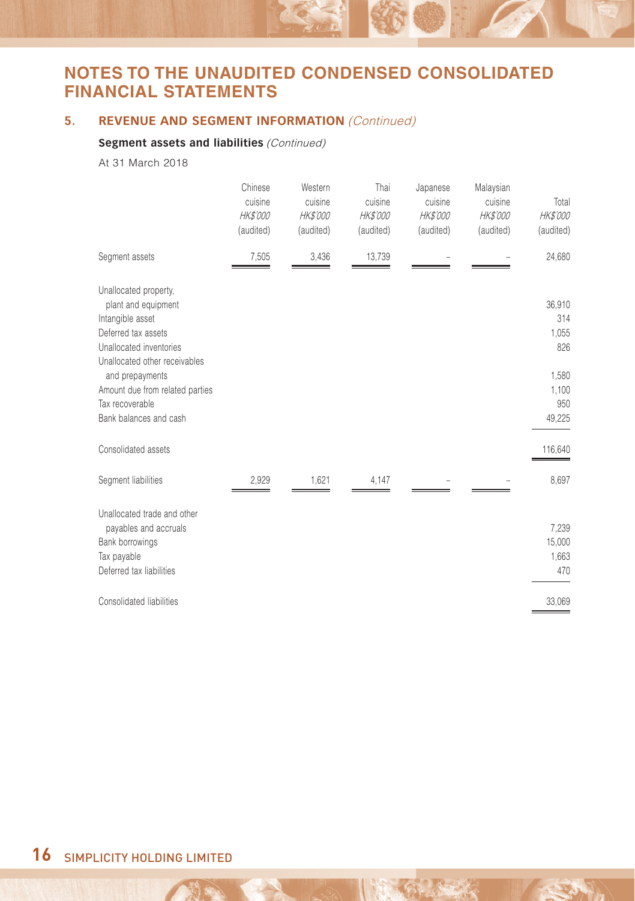# NOTES TO THE UNAUDITED CONDENSED CONSOLIDATED FINANCIAL STATEMENTS

## 5. REVENUE AND SEGMENT INFORMATION *(Continued)*

### Segment assets and liabilities *(Continued)*

At 31 March 2018

| | Chinese cuisine *HK$'000* (audited) | Western cuisine *HK$'000* (audited) | Thai cuisine *HK$'000* (audited) | Japanese cuisine *HK$'000* (audited) | Malaysian cuisine *HK$'000* (audited) | Total *HK$'000* (audited) |
|---|---|---|---|---|---|---|
| Segment assets | 7,505 | 3,436 | 13,739 | – | – | 24,680 |
| Unallocated property, plant and equipment | | | | | | 36,910 |
| Intangible asset | | | | | | 314 |
| Deferred tax assets | | | | | | 1,055 |
| Unallocated inventories | | | | | | 826 |
| Unallocated other receivables and prepayments | | | | | | 1,580 |
| Amount due from related parties | | | | | | 1,100 |
| Tax recoverable | | | | | | 950 |
| Bank balances and cash | | | | | | 49,225 |
| Consolidated assets | | | | | | 116,640 |
| Segment liabilities | 2,929 | 1,621 | 4,147 | – | – | 8,697 |
| Unallocated trade and other payables and accruals | | | | | | 7,239 |
| Bank borrowings | | | | | | 15,000 |
| Tax payable | | | | | | 1,663 |
| Deferred tax liabilities | | | | | | 470 |
| Consolidated liabilities | | | | | | 33,069 |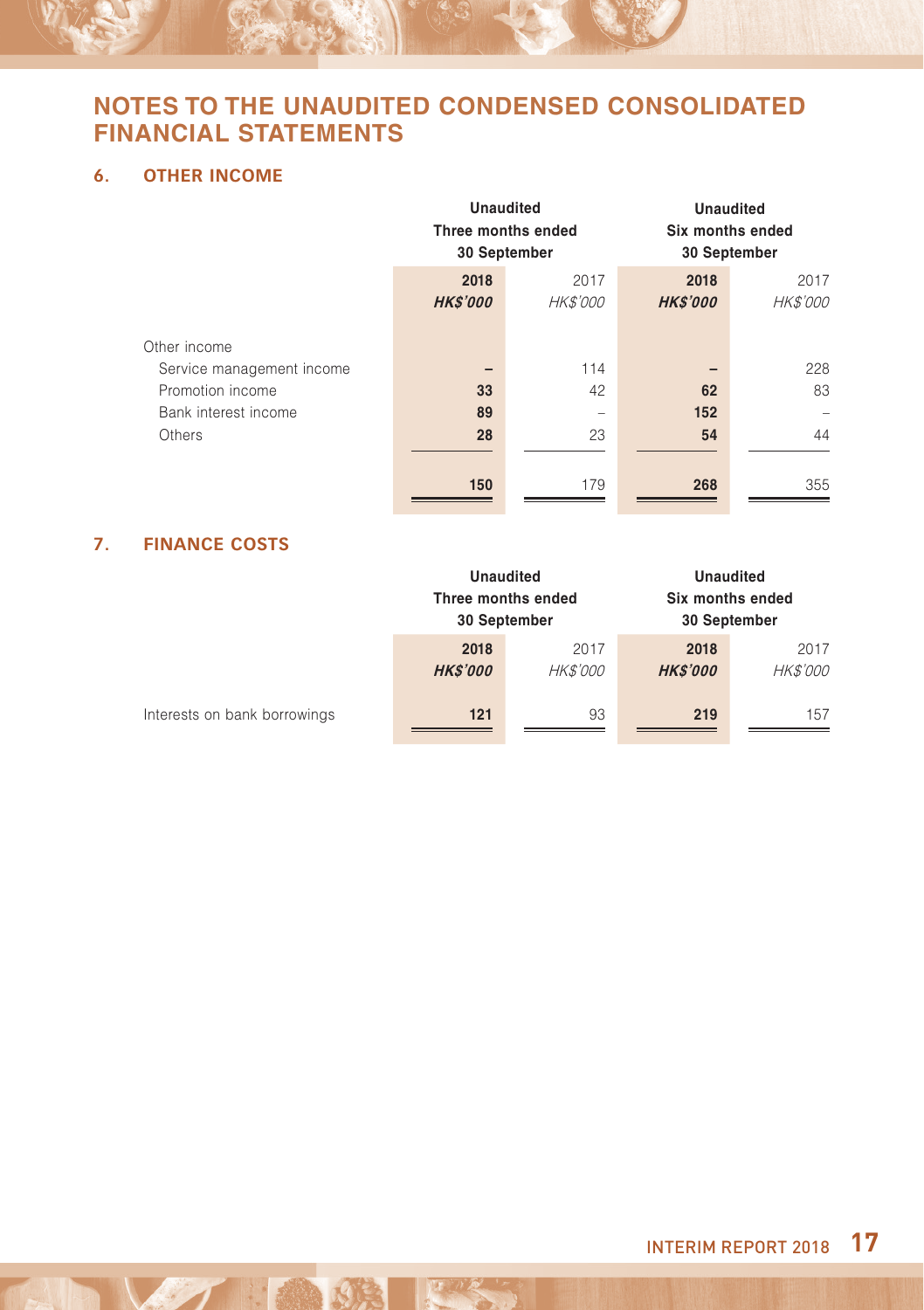# NOTES TO THE UNAUDITED CONDENSED CONSOLIDATED FINANCIAL STATEMENTS

## 6. OTHER INCOME

| | Unaudited Three months ended 30 September | | Unaudited Six months ended 30 September | |
|---|---|---|---|---|
| | **2018** | 2017 | **2018** | 2017 |
| | ***HK$'000*** | *HK$'000* | ***HK$'000*** | *HK$'000* |
| Other income | | | | |
| Service management income | **–** | 114 | **–** | 228 |
| Promotion income | **33** | 42 | **62** | 83 |
| Bank interest income | **89** | – | **152** | – |
| Others | **28** | 23 | **54** | 44 |
| | **150** | 179 | **268** | 355 |

## 7. FINANCE COSTS

| | Unaudited Three months ended 30 September | | Unaudited Six months ended 30 September | |
|---|---|---|---|---|
| | **2018** | 2017 | **2018** | 2017 |
| | ***HK$'000*** | *HK$'000* | ***HK$'000*** | *HK$'000* |
| Interests on bank borrowings | **121** | 93 | **219** | 157 |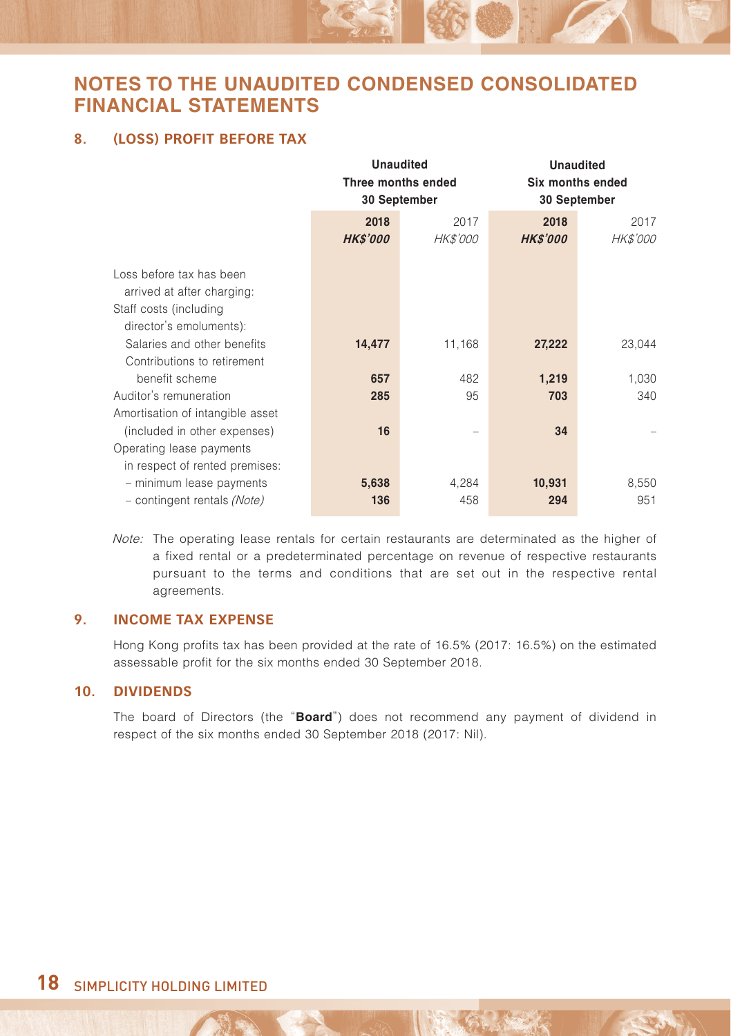# NOTES TO THE UNAUDITED CONDENSED CONSOLIDATED FINANCIAL STATEMENTS

## 8. (LOSS) PROFIT BEFORE TAX

| | Unaudited Three months ended 30 September | | Unaudited Six months ended 30 September | |
|---|---|---|---|---|
| | **2018** | 2017 | **2018** | 2017 |
| | ***HK$'000*** | *HK$'000* | ***HK$'000*** | *HK$'000* |
| Loss before tax has been arrived at after charging: | | | | |
| Staff costs (including director's emoluments): | | | | |
| Salaries and other benefits | **14,477** | 11,168 | **27,222** | 23,044 |
| Contributions to retirement benefit scheme | **657** | 482 | **1,219** | 1,030 |
| Auditor's remuneration | **285** | 95 | **703** | 340 |
| Amortisation of intangible asset (included in other expenses) | **16** | – | **34** | – |
| Operating lease payments in respect of rented premises: | | | | |
| – minimum lease payments | **5,638** | 4,284 | **10,931** | 8,550 |
| – contingent rentals *(Note)* | **136** | 458 | **294** | 951 |

*Note:* The operating lease rentals for certain restaurants are determinated as the higher of a fixed rental or a predeterminated percentage on revenue of respective restaurants pursuant to the terms and conditions that are set out in the respective rental agreements.

## 9. INCOME TAX EXPENSE

Hong Kong profits tax has been provided at the rate of 16.5% (2017: 16.5%) on the estimated assessable profit for the six months ended 30 September 2018.

## 10. DIVIDENDS

The board of Directors (the "**Board**") does not recommend any payment of dividend in respect of the six months ended 30 September 2018 (2017: Nil).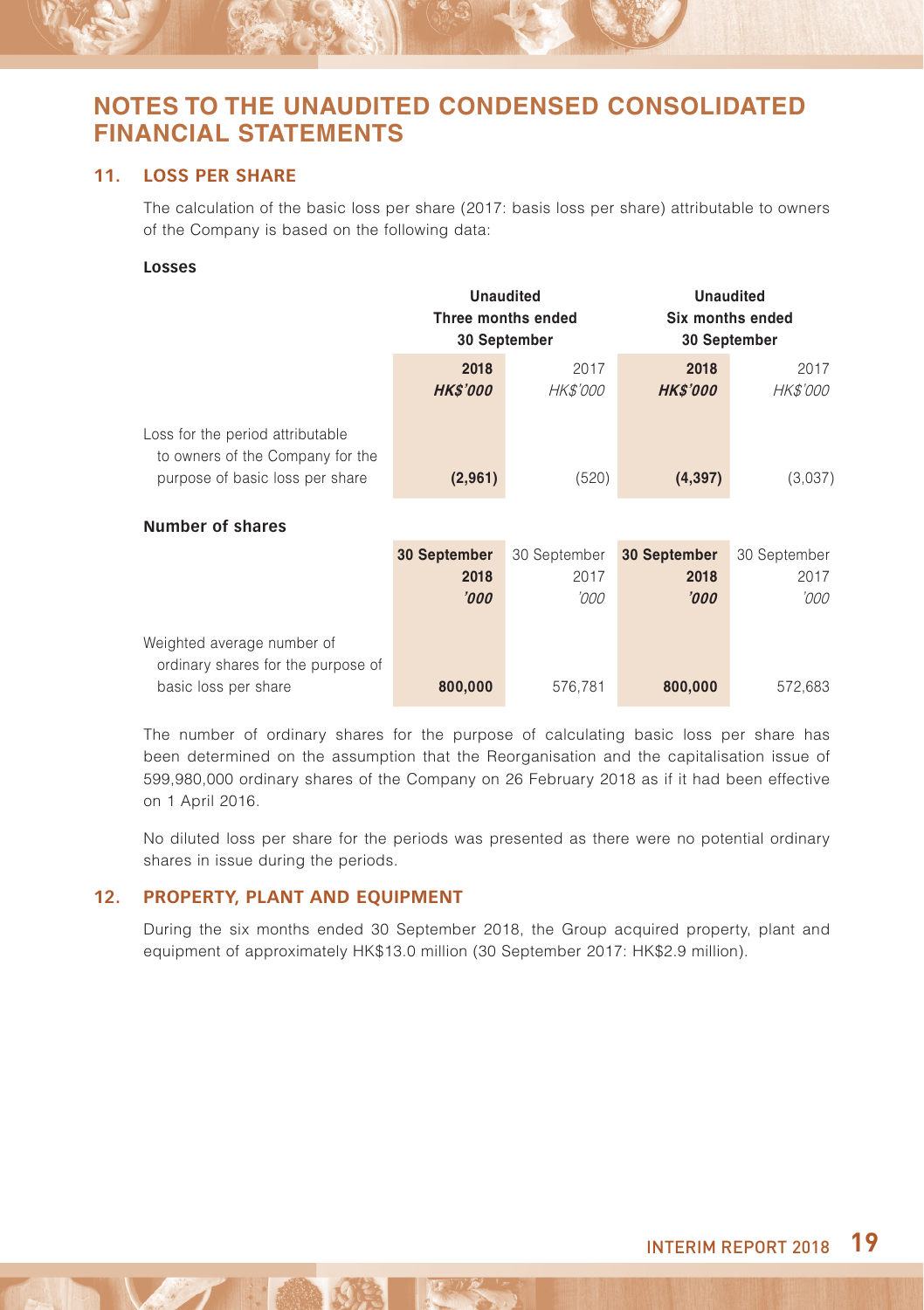# NOTES TO THE UNAUDITED CONDENSED CONSOLIDATED FINANCIAL STATEMENTS

## 11. LOSS PER SHARE

The calculation of the basic loss per share (2017: basis loss per share) attributable to owners of the Company is based on the following data:

**Losses**

| | Unaudited Three months ended 30 September | | Unaudited Six months ended 30 September | |
|---|---|---|---|---|
| | **2018** | 2017 | **2018** | 2017 |
| | ***HK$'000*** | *HK$'000* | ***HK$'000*** | *HK$'000* |
| Loss for the period attributable to owners of the Company for the purpose of basic loss per share | **(2,961)** | (520) | **(4,397)** | (3,037) |

**Number of shares**

| | **30 September 2018** | 30 September 2017 | **30 September 2018** | 30 September 2017 |
|---|---|---|---|---|
| | ***'000*** | *'000* | ***'000*** | *'000* |
| Weighted average number of ordinary shares for the purpose of basic loss per share | **800,000** | 576,781 | **800,000** | 572,683 |

The number of ordinary shares for the purpose of calculating basic loss per share has been determined on the assumption that the Reorganisation and the capitalisation issue of 599,980,000 ordinary shares of the Company on 26 February 2018 as if it had been effective on 1 April 2016.

No diluted loss per share for the periods was presented as there were no potential ordinary shares in issue during the periods.

## 12. PROPERTY, PLANT AND EQUIPMENT

During the six months ended 30 September 2018, the Group acquired property, plant and equipment of approximately HK$13.0 million (30 September 2017: HK$2.9 million).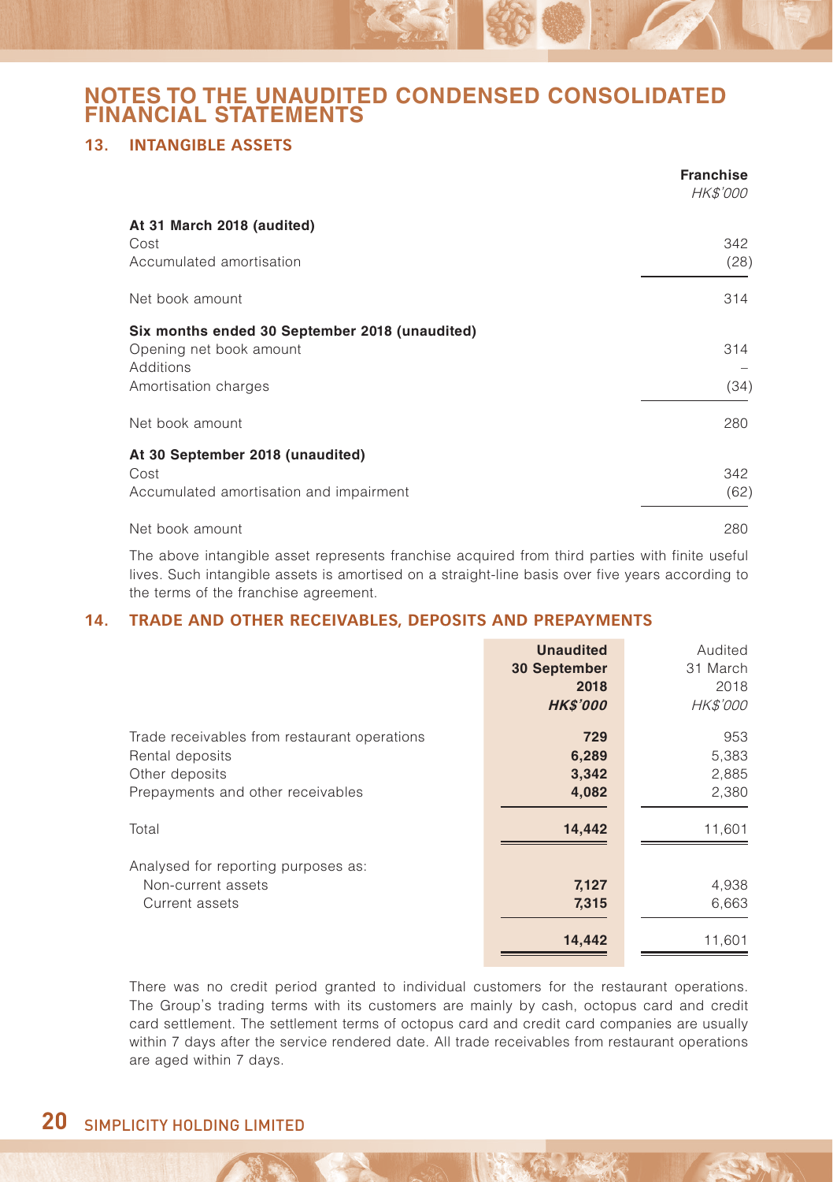# NOTES TO THE UNAUDITED CONDENSED CONSOLIDATED FINANCIAL STATEMENTS

## 13. INTANGIBLE ASSETS

| | **Franchise** |
|---|---|
| | *HK$'000* |
| **At 31 March 2018 (audited)** | |
| Cost | 342 |
| Accumulated amortisation | (28) |
| Net book amount | 314 |
| **Six months ended 30 September 2018 (unaudited)** | |
| Opening net book amount | 314 |
| Additions | – |
| Amortisation charges | (34) |
| Net book amount | 280 |
| **At 30 September 2018 (unaudited)** | |
| Cost | 342 |
| Accumulated amortisation and impairment | (62) |
| Net book amount | 280 |

The above intangible asset represents franchise acquired from third parties with finite useful lives. Such intangible assets is amortised on a straight-line basis over five years according to the terms of the franchise agreement.

## 14. TRADE AND OTHER RECEIVABLES, DEPOSITS AND PREPAYMENTS

| | **Unaudited 30 September 2018** | Audited 31 March 2018 |
|---|---|---|
| | ***HK$'000*** | *HK$'000* |
| Trade receivables from restaurant operations | **729** | 953 |
| Rental deposits | **6,289** | 5,383 |
| Other deposits | **3,342** | 2,885 |
| Prepayments and other receivables | **4,082** | 2,380 |
| Total | **14,442** | 11,601 |
| Analysed for reporting purposes as: | | |
| Non-current assets | **7,127** | 4,938 |
| Current assets | **7,315** | 6,663 |
| | **14,442** | 11,601 |

There was no credit period granted to individual customers for the restaurant operations. The Group's trading terms with its customers are mainly by cash, octopus card and credit card settlement. The settlement terms of octopus card and credit card companies are usually within 7 days after the service rendered date. All trade receivables from restaurant operations are aged within 7 days.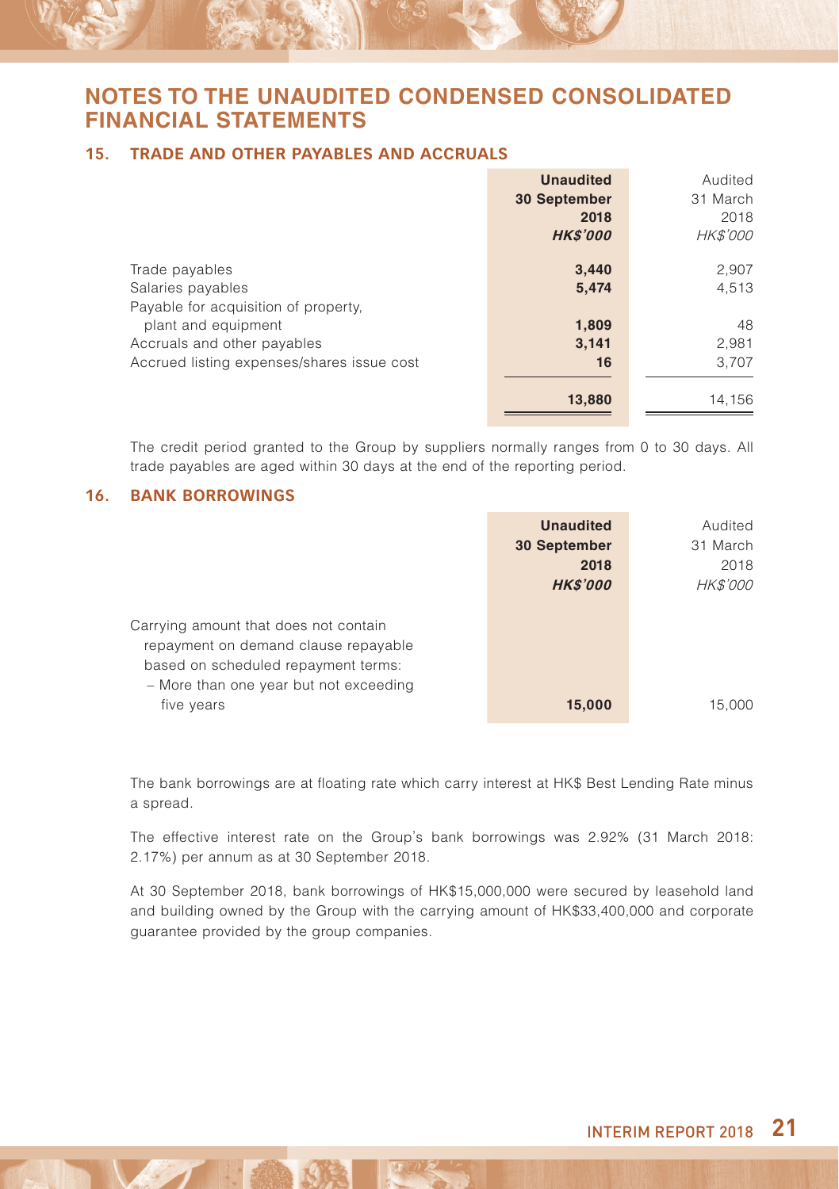# NOTES TO THE UNAUDITED CONDENSED CONSOLIDATED FINANCIAL STATEMENTS

## 15. TRADE AND OTHER PAYABLES AND ACCRUALS

| | **Unaudited 30 September 2018 *HK$'000*** | Audited 31 March 2018 *HK$'000* |
|---|---|---|
| Trade payables | **3,440** | 2,907 |
| Salaries payables | **5,474** | 4,513 |
| Payable for acquisition of property, plant and equipment | **1,809** | 48 |
| Accruals and other payables | **3,141** | 2,981 |
| Accrued listing expenses/shares issue cost | **16** | 3,707 |
| | **13,880** | 14,156 |

The credit period granted to the Group by suppliers normally ranges from 0 to 30 days. All trade payables are aged within 30 days at the end of the reporting period.

## 16. BANK BORROWINGS

| | **Unaudited 30 September 2018 *HK$'000*** | Audited 31 March 2018 *HK$'000* |
|---|---|---|
| Carrying amount that does not contain repayment on demand clause repayable based on scheduled repayment terms: | | |
| – More than one year but not exceeding five years | **15,000** | 15,000 |

The bank borrowings are at floating rate which carry interest at HK$ Best Lending Rate minus a spread.

The effective interest rate on the Group's bank borrowings was 2.92% (31 March 2018: 2.17%) per annum as at 30 September 2018.

At 30 September 2018, bank borrowings of HK$15,000,000 were secured by leasehold land and building owned by the Group with the carrying amount of HK$33,400,000 and corporate guarantee provided by the group companies.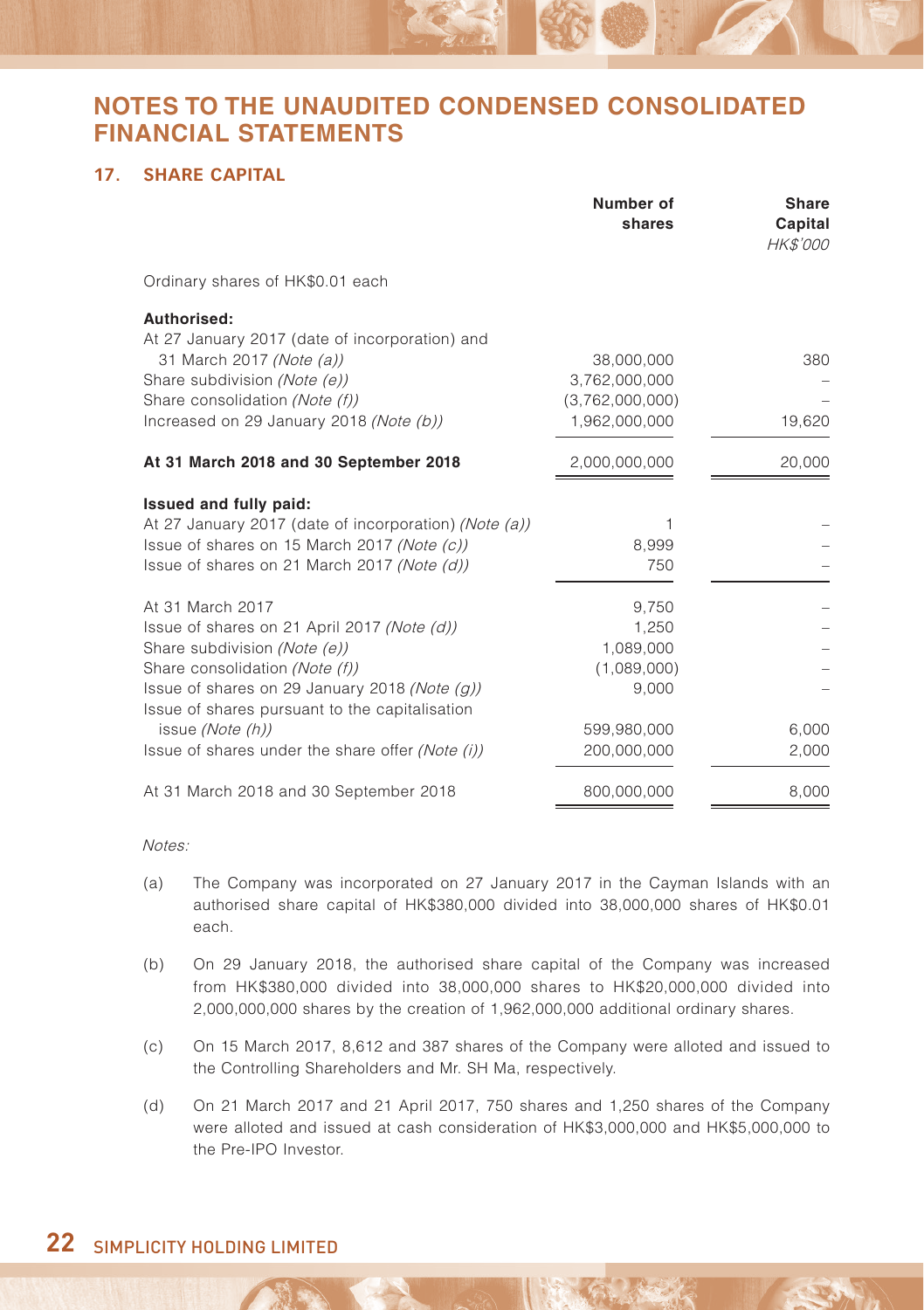# NOTES TO THE UNAUDITED CONDENSED CONSOLIDATED FINANCIAL STATEMENTS

## 17. SHARE CAPITAL

| | Number of shares | Share Capital |
|---|---|---|
| | | *HK$'000* |
| Ordinary shares of HK$0.01 each | | |
| **Authorised:** | | |
| At 27 January 2017 (date of incorporation) and 31 March 2017 *(Note (a))* | 38,000,000 | 380 |
| Share subdivision *(Note (e))* | 3,762,000,000 | – |
| Share consolidation *(Note (f))* | (3,762,000,000) | – |
| Increased on 29 January 2018 *(Note (b))* | 1,962,000,000 | 19,620 |
| **At 31 March 2018 and 30 September 2018** | 2,000,000,000 | 20,000 |
| **Issued and fully paid:** | | |
| At 27 January 2017 (date of incorporation) *(Note (a))* | 1 | – |
| Issue of shares on 15 March 2017 *(Note (c))* | 8,999 | – |
| Issue of shares on 21 March 2017 *(Note (d))* | 750 | – |
| At 31 March 2017 | 9,750 | – |
| Issue of shares on 21 April 2017 *(Note (d))* | 1,250 | – |
| Share subdivision *(Note (e))* | 1,089,000 | – |
| Share consolidation *(Note (f))* | (1,089,000) | – |
| Issue of shares on 29 January 2018 *(Note (g))* | 9,000 | – |
| Issue of shares pursuant to the capitalisation issue *(Note (h))* | 599,980,000 | 6,000 |
| Issue of shares under the share offer *(Note (i))* | 200,000,000 | 2,000 |
| At 31 March 2018 and 30 September 2018 | 800,000,000 | 8,000 |

*Notes:*

(a) The Company was incorporated on 27 January 2017 in the Cayman Islands with an authorised share capital of HK$380,000 divided into 38,000,000 shares of HK$0.01 each.

(b) On 29 January 2018, the authorised share capital of the Company was increased from HK$380,000 divided into 38,000,000 shares to HK$20,000,000 divided into 2,000,000,000 shares by the creation of 1,962,000,000 additional ordinary shares.

(c) On 15 March 2017, 8,612 and 387 shares of the Company were alloted and issued to the Controlling Shareholders and Mr. SH Ma, respectively.

(d) On 21 March 2017 and 21 April 2017, 750 shares and 1,250 shares of the Company were alloted and issued at cash consideration of HK$3,000,000 and HK$5,000,000 to the Pre-IPO Investor.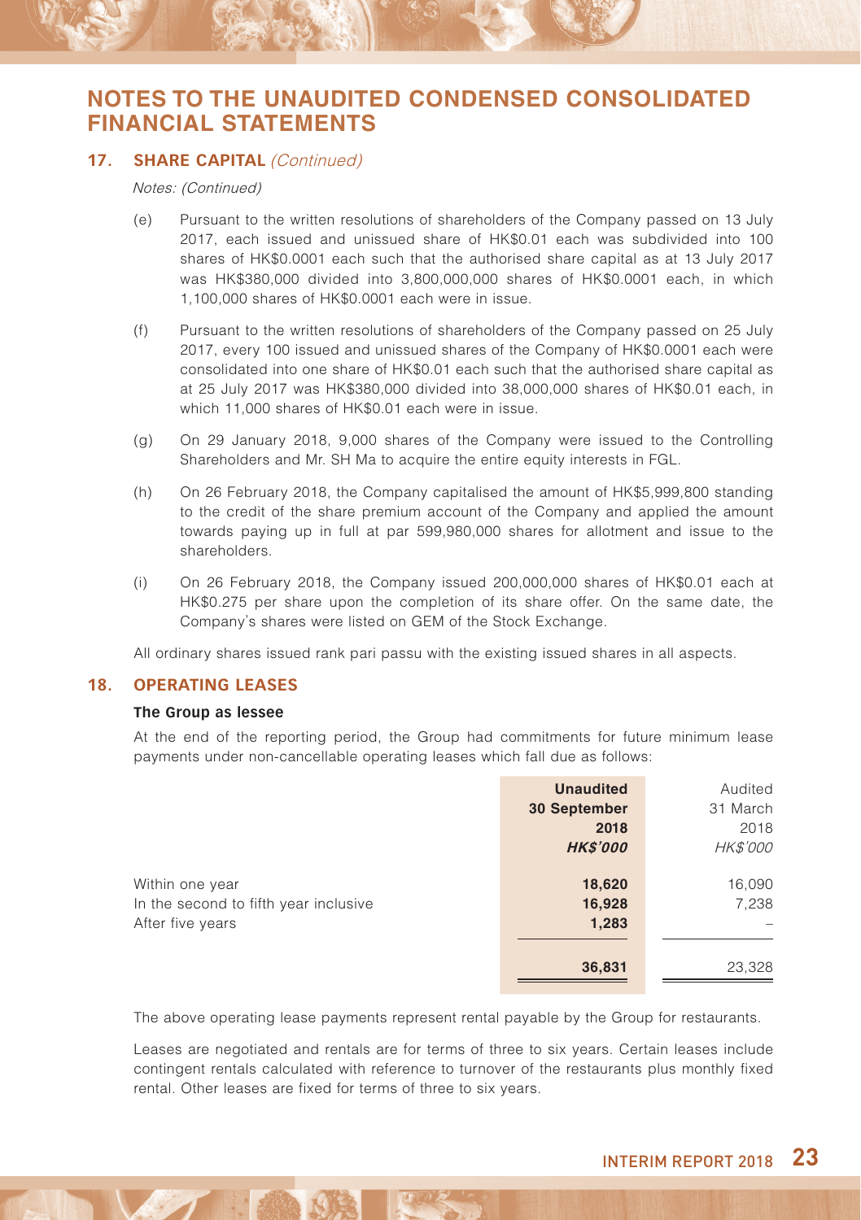# NOTES TO THE UNAUDITED CONDENSED CONSOLIDATED FINANCIAL STATEMENTS

## 17. SHARE CAPITAL *(Continued)*

*Notes: (Continued)*

(e) Pursuant to the written resolutions of shareholders of the Company passed on 13 July 2017, each issued and unissued share of HK$0.01 each was subdivided into 100 shares of HK$0.0001 each such that the authorised share capital as at 13 July 2017 was HK$380,000 divided into 3,800,000,000 shares of HK$0.0001 each, in which 1,100,000 shares of HK$0.0001 each were in issue.

(f) Pursuant to the written resolutions of shareholders of the Company passed on 25 July 2017, every 100 issued and unissued shares of the Company of HK$0.0001 each were consolidated into one share of HK$0.01 each such that the authorised share capital as at 25 July 2017 was HK$380,000 divided into 38,000,000 shares of HK$0.01 each, in which 11,000 shares of HK$0.01 each were in issue.

(g) On 29 January 2018, 9,000 shares of the Company were issued to the Controlling Shareholders and Mr. SH Ma to acquire the entire equity interests in FGL.

(h) On 26 February 2018, the Company capitalised the amount of HK$5,999,800 standing to the credit of the share premium account of the Company and applied the amount towards paying up in full at par 599,980,000 shares for allotment and issue to the shareholders.

(i) On 26 February 2018, the Company issued 200,000,000 shares of HK$0.01 each at HK$0.275 per share upon the completion of its share offer. On the same date, the Company's shares were listed on GEM of the Stock Exchange.

All ordinary shares issued rank pari passu with the existing issued shares in all aspects.

## 18. OPERATING LEASES

### The Group as lessee

At the end of the reporting period, the Group had commitments for future minimum lease payments under non-cancellable operating leases which fall due as follows:

| | **Unaudited 30 September 2018** *HK$'000* | Audited 31 March 2018 *HK$'000* |
|---|---|---|
| Within one year | **18,620** | 16,090 |
| In the second to fifth year inclusive | **16,928** | 7,238 |
| After five years | **1,283** | – |
| | **36,831** | 23,328 |

The above operating lease payments represent rental payable by the Group for restaurants.

Leases are negotiated and rentals are for terms of three to six years. Certain leases include contingent rentals calculated with reference to turnover of the restaurants plus monthly fixed rental. Other leases are fixed for terms of three to six years.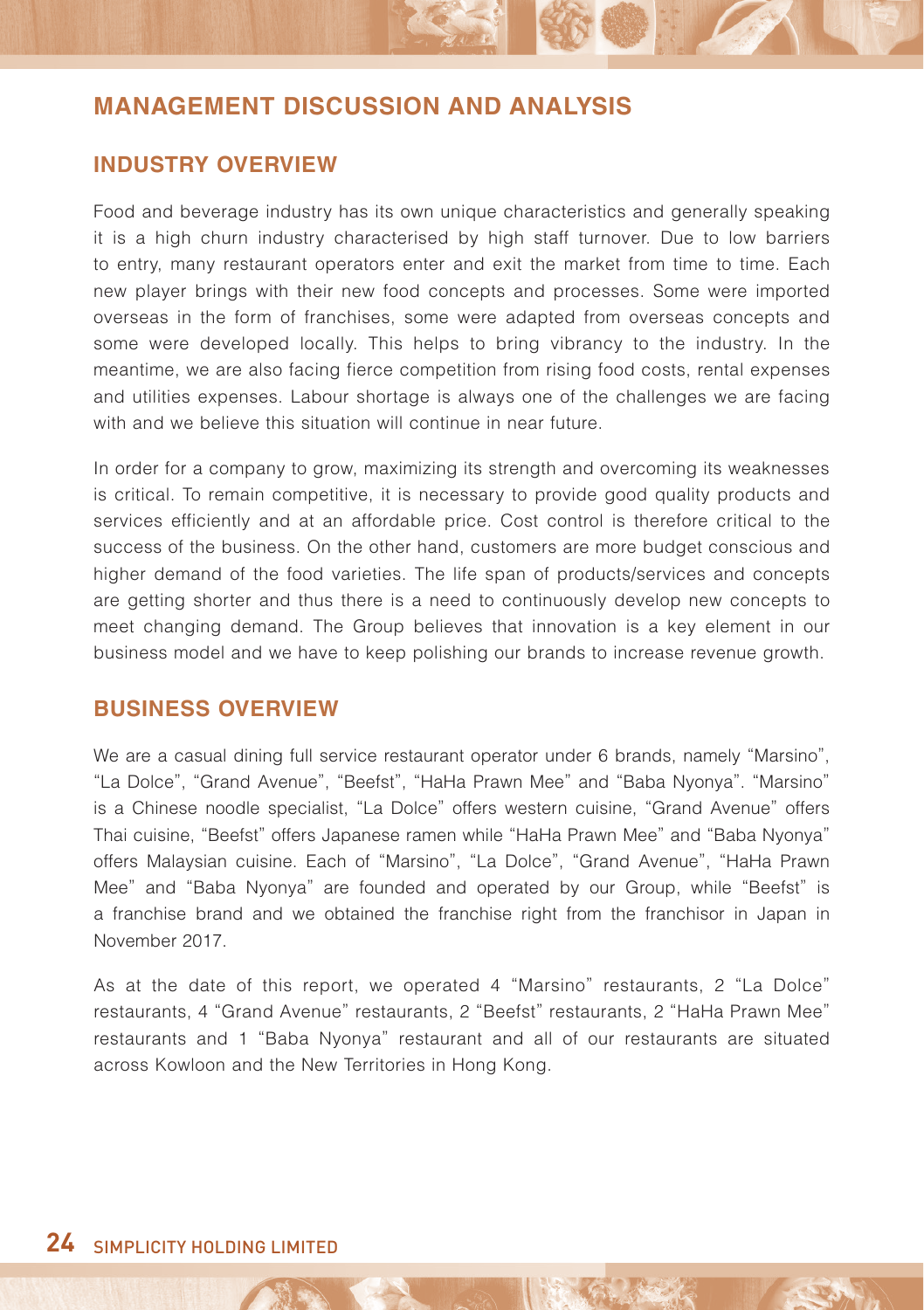# MANAGEMENT DISCUSSION AND ANALYSIS

## INDUSTRY OVERVIEW

Food and beverage industry has its own unique characteristics and generally speaking it is a high churn industry characterised by high staff turnover. Due to low barriers to entry, many restaurant operators enter and exit the market from time to time. Each new player brings with their new food concepts and processes. Some were imported overseas in the form of franchises, some were adapted from overseas concepts and some were developed locally. This helps to bring vibrancy to the industry. In the meantime, we are also facing fierce competition from rising food costs, rental expenses and utilities expenses. Labour shortage is always one of the challenges we are facing with and we believe this situation will continue in near future.

In order for a company to grow, maximizing its strength and overcoming its weaknesses is critical. To remain competitive, it is necessary to provide good quality products and services efficiently and at an affordable price. Cost control is therefore critical to the success of the business. On the other hand, customers are more budget conscious and higher demand of the food varieties. The life span of products/services and concepts are getting shorter and thus there is a need to continuously develop new concepts to meet changing demand. The Group believes that innovation is a key element in our business model and we have to keep polishing our brands to increase revenue growth.

## BUSINESS OVERVIEW

We are a casual dining full service restaurant operator under 6 brands, namely "Marsino", "La Dolce", "Grand Avenue", "Beefst", "HaHa Prawn Mee" and "Baba Nyonya". "Marsino" is a Chinese noodle specialist, "La Dolce" offers western cuisine, "Grand Avenue" offers Thai cuisine, "Beefst" offers Japanese ramen while "HaHa Prawn Mee" and "Baba Nyonya" offers Malaysian cuisine. Each of "Marsino", "La Dolce", "Grand Avenue", "HaHa Prawn Mee" and "Baba Nyonya" are founded and operated by our Group, while "Beefst" is a franchise brand and we obtained the franchise right from the franchisor in Japan in November 2017.

As at the date of this report, we operated 4 "Marsino" restaurants, 2 "La Dolce" restaurants, 4 "Grand Avenue" restaurants, 2 "Beefst" restaurants, 2 "HaHa Prawn Mee" restaurants and 1 "Baba Nyonya" restaurant and all of our restaurants are situated across Kowloon and the New Territories in Hong Kong.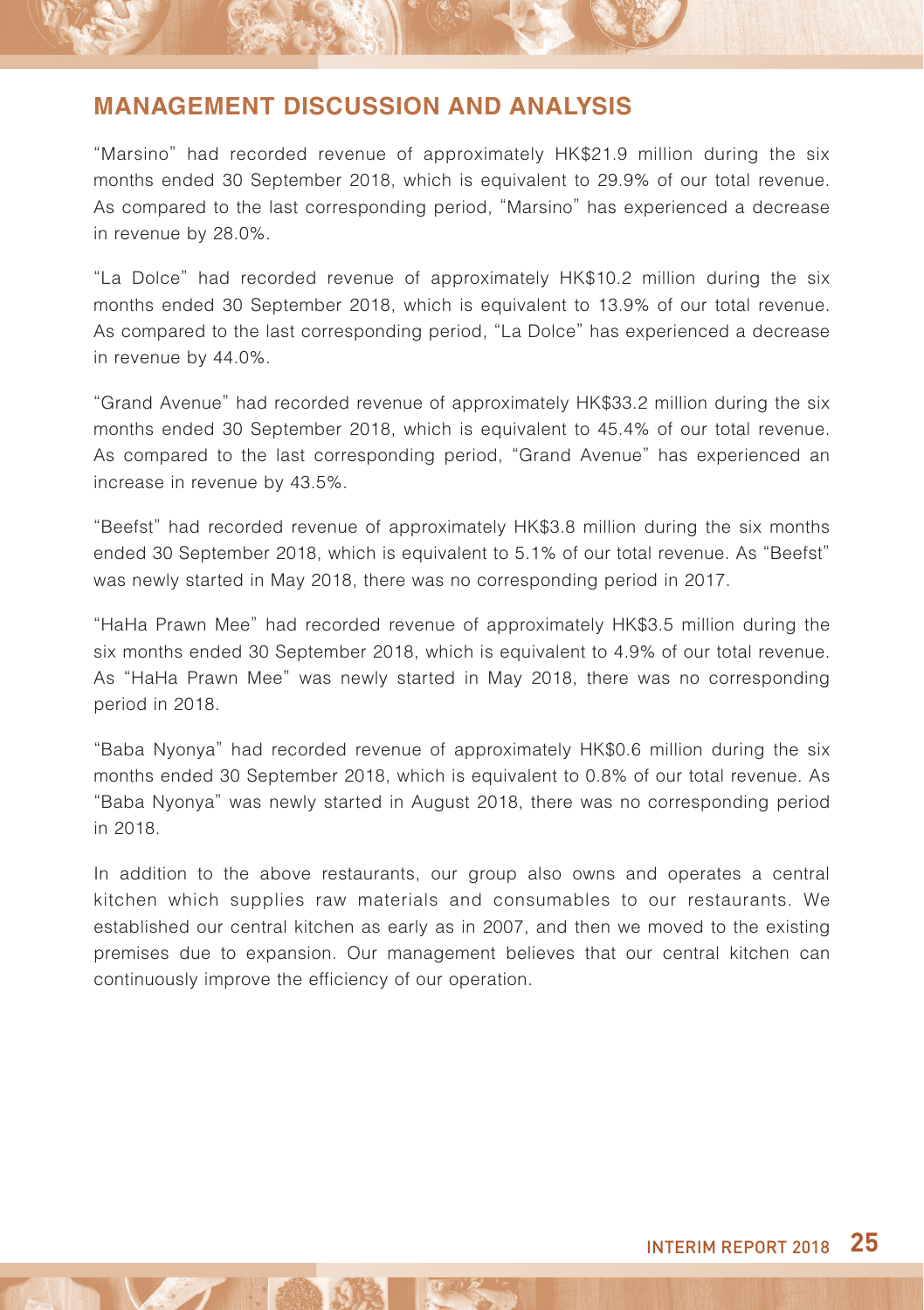## MANAGEMENT DISCUSSION AND ANALYSIS

"Marsino" had recorded revenue of approximately HK$21.9 million during the six months ended 30 September 2018, which is equivalent to 29.9% of our total revenue. As compared to the last corresponding period, "Marsino" has experienced a decrease in revenue by 28.0%.

"La Dolce" had recorded revenue of approximately HK$10.2 million during the six months ended 30 September 2018, which is equivalent to 13.9% of our total revenue. As compared to the last corresponding period, "La Dolce" has experienced a decrease in revenue by 44.0%.

"Grand Avenue" had recorded revenue of approximately HK$33.2 million during the six months ended 30 September 2018, which is equivalent to 45.4% of our total revenue. As compared to the last corresponding period, "Grand Avenue" has experienced an increase in revenue by 43.5%.

"Beefst" had recorded revenue of approximately HK$3.8 million during the six months ended 30 September 2018, which is equivalent to 5.1% of our total revenue. As "Beefst" was newly started in May 2018, there was no corresponding period in 2017.

"HaHa Prawn Mee" had recorded revenue of approximately HK$3.5 million during the six months ended 30 September 2018, which is equivalent to 4.9% of our total revenue. As "HaHa Prawn Mee" was newly started in May 2018, there was no corresponding period in 2018.

"Baba Nyonya" had recorded revenue of approximately HK$0.6 million during the six months ended 30 September 2018, which is equivalent to 0.8% of our total revenue. As "Baba Nyonya" was newly started in August 2018, there was no corresponding period in 2018.

In addition to the above restaurants, our group also owns and operates a central kitchen which supplies raw materials and consumables to our restaurants. We established our central kitchen as early as in 2007, and then we moved to the existing premises due to expansion. Our management believes that our central kitchen can continuously improve the efficiency of our operation.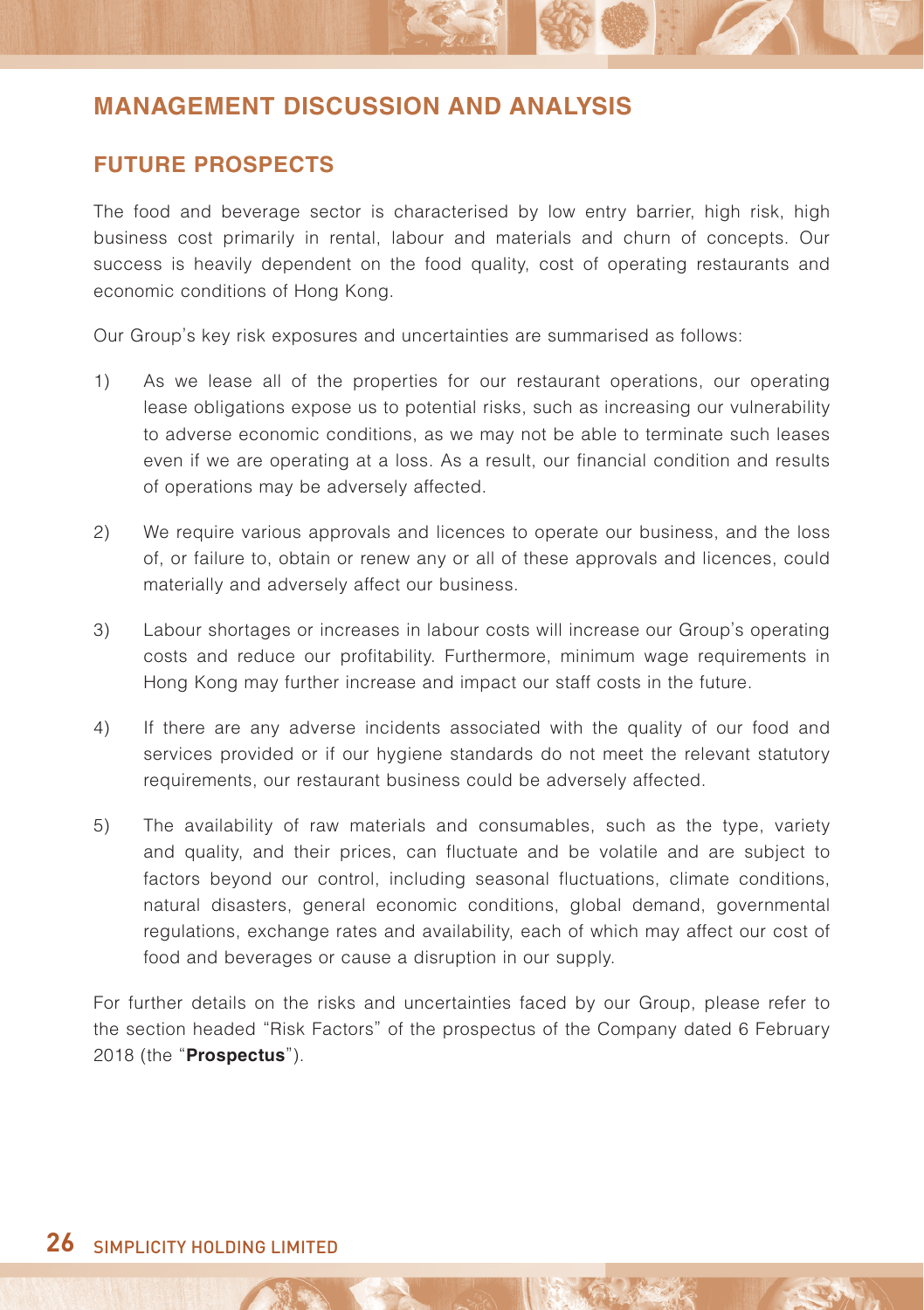# MANAGEMENT DISCUSSION AND ANALYSIS

## FUTURE PROSPECTS

The food and beverage sector is characterised by low entry barrier, high risk, high business cost primarily in rental, labour and materials and churn of concepts. Our success is heavily dependent on the food quality, cost of operating restaurants and economic conditions of Hong Kong.

Our Group's key risk exposures and uncertainties are summarised as follows:

1) As we lease all of the properties for our restaurant operations, our operating lease obligations expose us to potential risks, such as increasing our vulnerability to adverse economic conditions, as we may not be able to terminate such leases even if we are operating at a loss. As a result, our financial condition and results of operations may be adversely affected.

2) We require various approvals and licences to operate our business, and the loss of, or failure to, obtain or renew any or all of these approvals and licences, could materially and adversely affect our business.

3) Labour shortages or increases in labour costs will increase our Group's operating costs and reduce our profitability. Furthermore, minimum wage requirements in Hong Kong may further increase and impact our staff costs in the future.

4) If there are any adverse incidents associated with the quality of our food and services provided or if our hygiene standards do not meet the relevant statutory requirements, our restaurant business could be adversely affected.

5) The availability of raw materials and consumables, such as the type, variety and quality, and their prices, can fluctuate and be volatile and are subject to factors beyond our control, including seasonal fluctuations, climate conditions, natural disasters, general economic conditions, global demand, governmental regulations, exchange rates and availability, each of which may affect our cost of food and beverages or cause a disruption in our supply.

For further details on the risks and uncertainties faced by our Group, please refer to the section headed "Risk Factors" of the prospectus of the Company dated 6 February 2018 (the "**Prospectus**").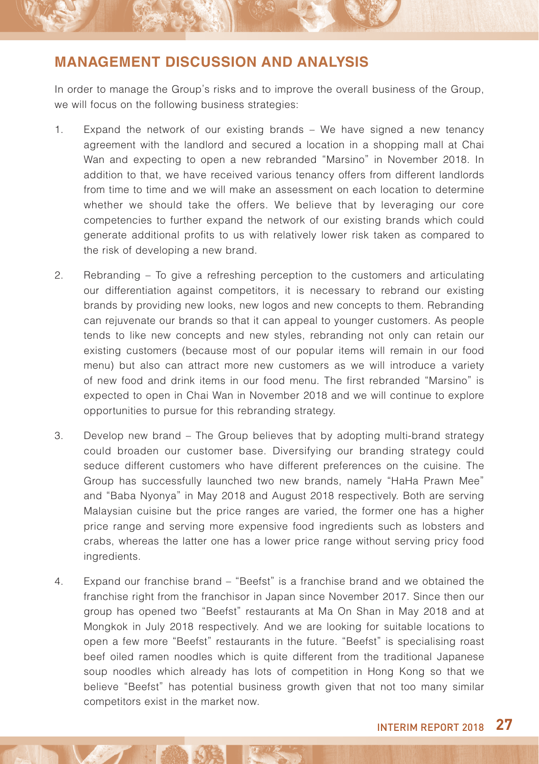## MANAGEMENT DISCUSSION AND ANALYSIS

In order to manage the Group's risks and to improve the overall business of the Group, we will focus on the following business strategies:

1. Expand the network of our existing brands – We have signed a new tenancy agreement with the landlord and secured a location in a shopping mall at Chai Wan and expecting to open a new rebranded "Marsino" in November 2018. In addition to that, we have received various tenancy offers from different landlords from time to time and we will make an assessment on each location to determine whether we should take the offers. We believe that by leveraging our core competencies to further expand the network of our existing brands which could generate additional profits to us with relatively lower risk taken as compared to the risk of developing a new brand.

2. Rebranding – To give a refreshing perception to the customers and articulating our differentiation against competitors, it is necessary to rebrand our existing brands by providing new looks, new logos and new concepts to them. Rebranding can rejuvenate our brands so that it can appeal to younger customers. As people tends to like new concepts and new styles, rebranding not only can retain our existing customers (because most of our popular items will remain in our food menu) but also can attract more new customers as we will introduce a variety of new food and drink items in our food menu. The first rebranded "Marsino" is expected to open in Chai Wan in November 2018 and we will continue to explore opportunities to pursue for this rebranding strategy.

3. Develop new brand – The Group believes that by adopting multi-brand strategy could broaden our customer base. Diversifying our branding strategy could seduce different customers who have different preferences on the cuisine. The Group has successfully launched two new brands, namely "HaHa Prawn Mee" and "Baba Nyonya" in May 2018 and August 2018 respectively. Both are serving Malaysian cuisine but the price ranges are varied, the former one has a higher price range and serving more expensive food ingredients such as lobsters and crabs, whereas the latter one has a lower price range without serving pricy food ingredients.

4. Expand our franchise brand – "Beefst" is a franchise brand and we obtained the franchise right from the franchisor in Japan since November 2017. Since then our group has opened two "Beefst" restaurants at Ma On Shan in May 2018 and at Mongkok in July 2018 respectively. And we are looking for suitable locations to open a few more "Beefst" restaurants in the future. "Beefst" is specialising roast beef oiled ramen noodles which is quite different from the traditional Japanese soup noodles which already has lots of competition in Hong Kong so that we believe "Beefst" has potential business growth given that not too many similar competitors exist in the market now.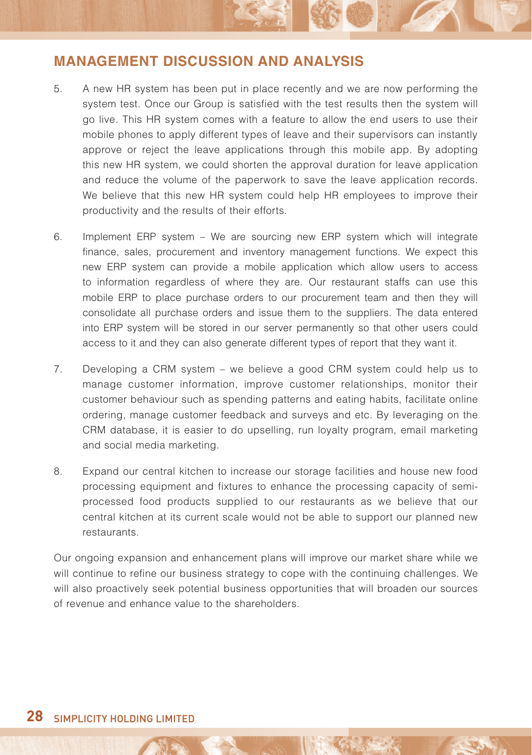## MANAGEMENT DISCUSSION AND ANALYSIS

5. A new HR system has been put in place recently and we are now performing the system test. Once our Group is satisfied with the test results then the system will go live. This HR system comes with a feature to allow the end users to use their mobile phones to apply different types of leave and their supervisors can instantly approve or reject the leave applications through this mobile app. By adopting this new HR system, we could shorten the approval duration for leave application and reduce the volume of the paperwork to save the leave application records. We believe that this new HR system could help HR employees to improve their productivity and the results of their efforts.

6. Implement ERP system – We are sourcing new ERP system which will integrate finance, sales, procurement and inventory management functions. We expect this new ERP system can provide a mobile application which allow users to access to information regardless of where they are. Our restaurant staffs can use this mobile ERP to place purchase orders to our procurement team and then they will consolidate all purchase orders and issue them to the suppliers. The data entered into ERP system will be stored in our server permanently so that other users could access to it and they can also generate different types of report that they want it.

7. Developing a CRM system – we believe a good CRM system could help us to manage customer information, improve customer relationships, monitor their customer behaviour such as spending patterns and eating habits, facilitate online ordering, manage customer feedback and surveys and etc. By leveraging on the CRM database, it is easier to do upselling, run loyalty program, email marketing and social media marketing.

8. Expand our central kitchen to increase our storage facilities and house new food processing equipment and fixtures to enhance the processing capacity of semi-processed food products supplied to our restaurants as we believe that our central kitchen at its current scale would not be able to support our planned new restaurants.

Our ongoing expansion and enhancement plans will improve our market share while we will continue to refine our business strategy to cope with the continuing challenges. We will also proactively seek potential business opportunities that will broaden our sources of revenue and enhance value to the shareholders.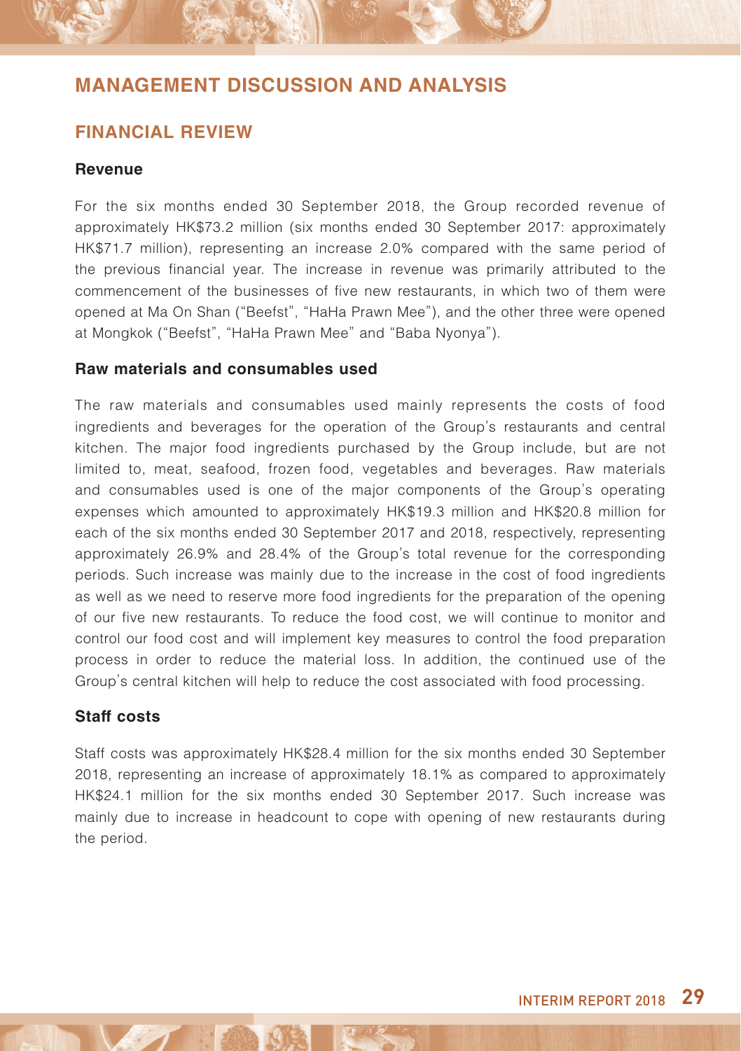# MANAGEMENT DISCUSSION AND ANALYSIS

## FINANCIAL REVIEW

### Revenue

For the six months ended 30 September 2018, the Group recorded revenue of approximately HK$73.2 million (six months ended 30 September 2017: approximately HK$71.7 million), representing an increase 2.0% compared with the same period of the previous financial year. The increase in revenue was primarily attributed to the commencement of the businesses of five new restaurants, in which two of them were opened at Ma On Shan ("Beefst", "HaHa Prawn Mee"), and the other three were opened at Mongkok ("Beefst", "HaHa Prawn Mee" and "Baba Nyonya").

### Raw materials and consumables used

The raw materials and consumables used mainly represents the costs of food ingredients and beverages for the operation of the Group's restaurants and central kitchen. The major food ingredients purchased by the Group include, but are not limited to, meat, seafood, frozen food, vegetables and beverages. Raw materials and consumables used is one of the major components of the Group's operating expenses which amounted to approximately HK$19.3 million and HK$20.8 million for each of the six months ended 30 September 2017 and 2018, respectively, representing approximately 26.9% and 28.4% of the Group's total revenue for the corresponding periods. Such increase was mainly due to the increase in the cost of food ingredients as well as we need to reserve more food ingredients for the preparation of the opening of our five new restaurants. To reduce the food cost, we will continue to monitor and control our food cost and will implement key measures to control the food preparation process in order to reduce the material loss. In addition, the continued use of the Group's central kitchen will help to reduce the cost associated with food processing.

### Staff costs

Staff costs was approximately HK$28.4 million for the six months ended 30 September 2018, representing an increase of approximately 18.1% as compared to approximately HK$24.1 million for the six months ended 30 September 2017. Such increase was mainly due to increase in headcount to cope with opening of new restaurants during the period.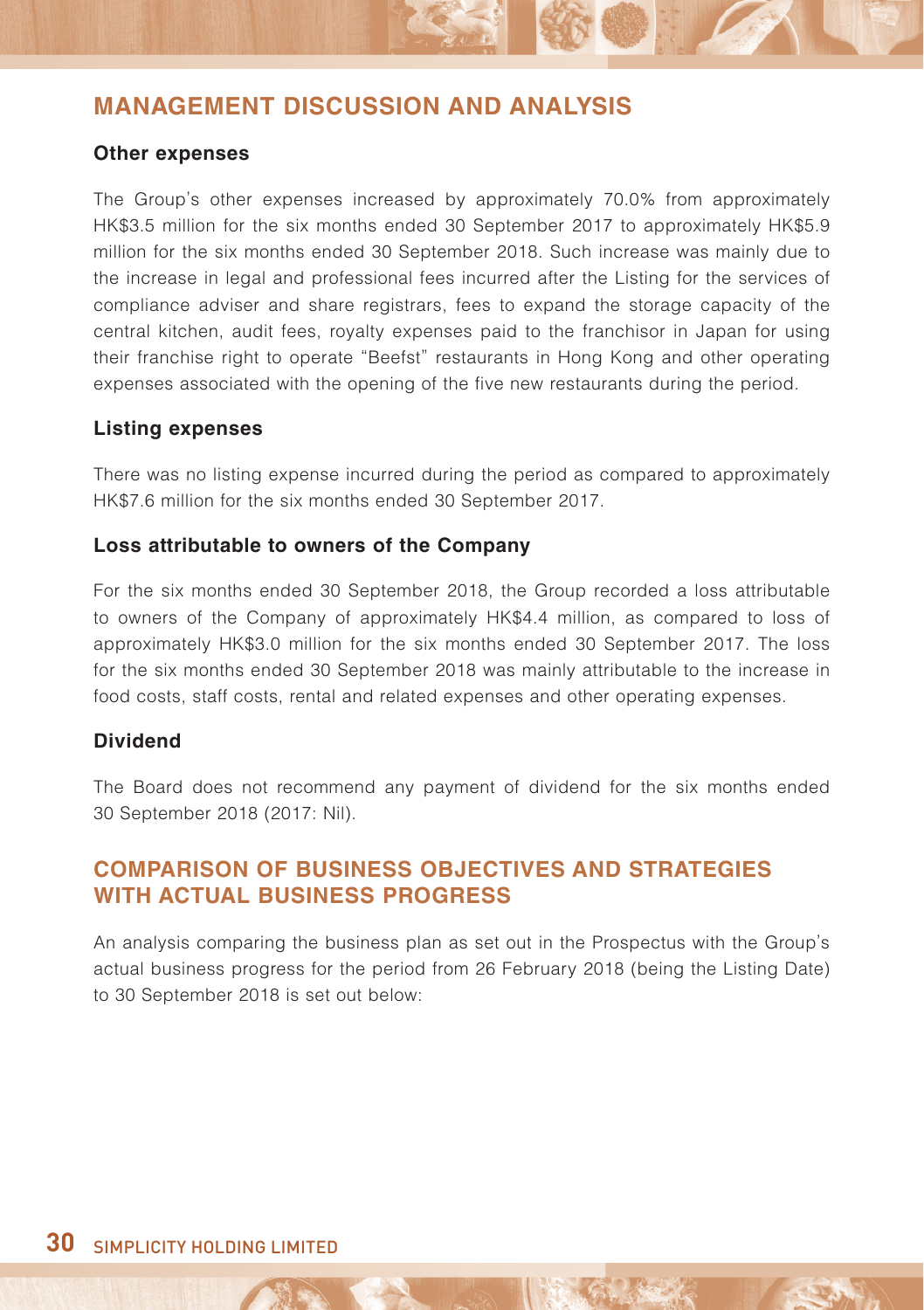# MANAGEMENT DISCUSSION AND ANALYSIS

### Other expenses

The Group's other expenses increased by approximately 70.0% from approximately HK$3.5 million for the six months ended 30 September 2017 to approximately HK$5.9 million for the six months ended 30 September 2018. Such increase was mainly due to the increase in legal and professional fees incurred after the Listing for the services of compliance adviser and share registrars, fees to expand the storage capacity of the central kitchen, audit fees, royalty expenses paid to the franchisor in Japan for using their franchise right to operate "Beefst" restaurants in Hong Kong and other operating expenses associated with the opening of the five new restaurants during the period.

### Listing expenses

There was no listing expense incurred during the period as compared to approximately HK$7.6 million for the six months ended 30 September 2017.

### Loss attributable to owners of the Company

For the six months ended 30 September 2018, the Group recorded a loss attributable to owners of the Company of approximately HK$4.4 million, as compared to loss of approximately HK$3.0 million for the six months ended 30 September 2017. The loss for the six months ended 30 September 2018 was mainly attributable to the increase in food costs, staff costs, rental and related expenses and other operating expenses.

### Dividend

The Board does not recommend any payment of dividend for the six months ended 30 September 2018 (2017: Nil).

## COMPARISON OF BUSINESS OBJECTIVES AND STRATEGIES WITH ACTUAL BUSINESS PROGRESS

An analysis comparing the business plan as set out in the Prospectus with the Group's actual business progress for the period from 26 February 2018 (being the Listing Date) to 30 September 2018 is set out below: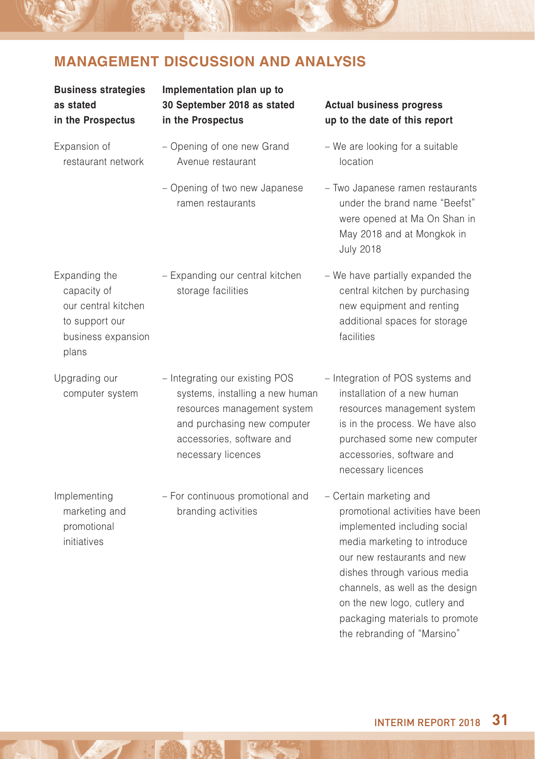## MANAGEMENT DISCUSSION AND ANALYSIS

| Business strategies as stated in the Prospectus | Implementation plan up to 30 September 2018 as stated in the Prospectus | Actual business progress up to the date of this report |
|---|---|---|
| Expansion of restaurant network | – Opening of one new Grand Avenue restaurant | – We are looking for a suitable location |
| | – Opening of two new Japanese ramen restaurants | – Two Japanese ramen restaurants under the brand name "Beefst" were opened at Ma On Shan in May 2018 and at Mongkok in July 2018 |
| Expanding the capacity of our central kitchen to support our business expansion plans | – Expanding our central kitchen storage facilities | – We have partially expanded the central kitchen by purchasing new equipment and renting additional spaces for storage facilities |
| Upgrading our computer system | – Integrating our existing POS systems, installing a new human resources management system and purchasing new computer accessories, software and necessary licences | – Integration of POS systems and installation of a new human resources management system is in the process. We have also purchased some new computer accessories, software and necessary licences |
| Implementing marketing and promotional initiatives | – For continuous promotional and branding activities | – Certain marketing and promotional activities have been implemented including social media marketing to introduce our new restaurants and new dishes through various media channels, as well as the design on the new logo, cutlery and packaging materials to promote the rebranding of "Marsino" |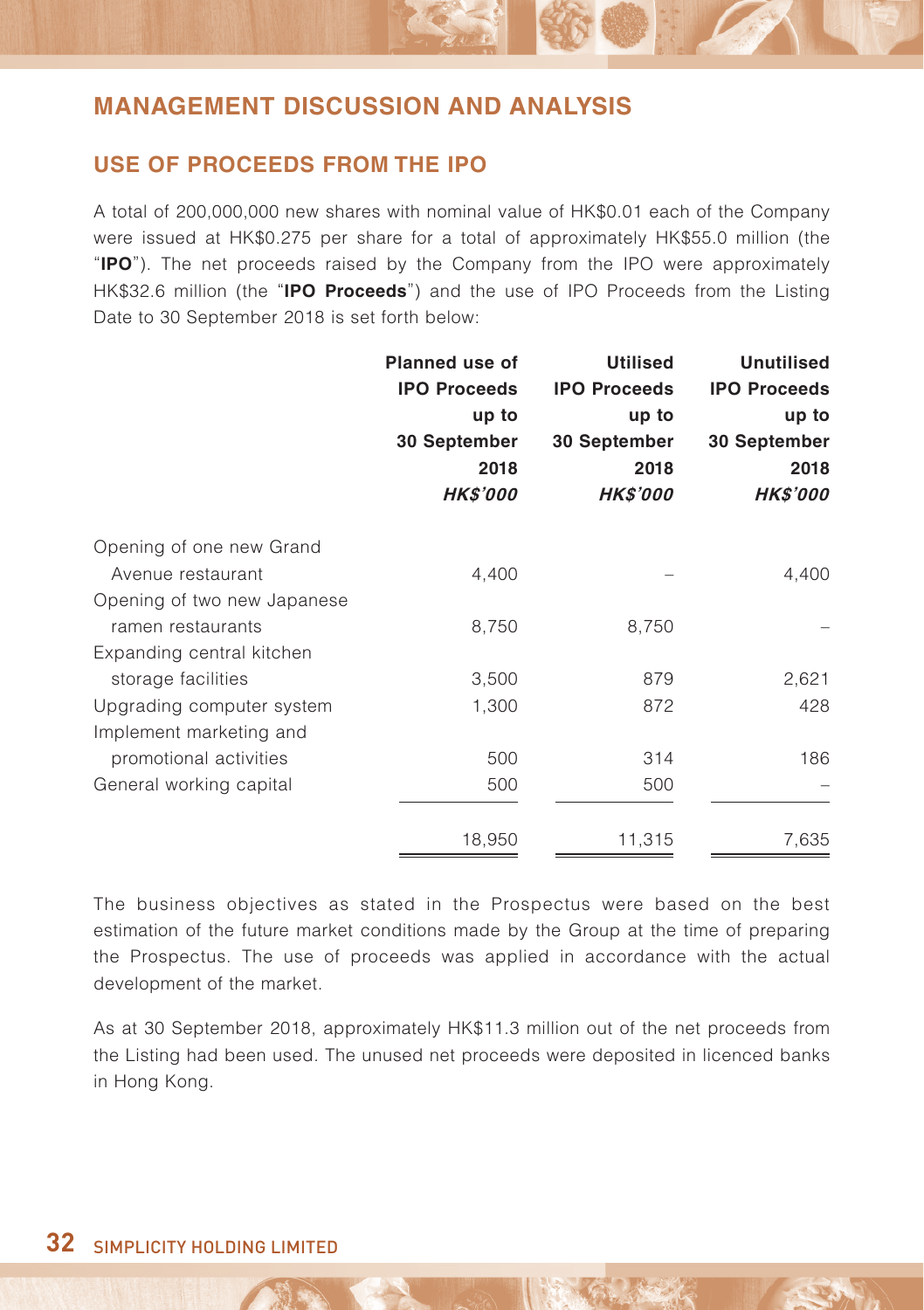# MANAGEMENT DISCUSSION AND ANALYSIS

## USE OF PROCEEDS FROM THE IPO

A total of 200,000,000 new shares with nominal value of HK$0.01 each of the Company were issued at HK$0.275 per share for a total of approximately HK$55.0 million (the "**IPO**"). The net proceeds raised by the Company from the IPO were approximately HK$32.6 million (the "**IPO Proceeds**") and the use of IPO Proceeds from the Listing Date to 30 September 2018 is set forth below:

| | Planned use of IPO Proceeds up to 30 September 2018 | Utilised IPO Proceeds up to 30 September 2018 | Unutilised IPO Proceeds up to 30 September 2018 |
|---|---|---|---|
| | *HK$'000* | *HK$'000* | *HK$'000* |
| Opening of one new Grand Avenue restaurant | 4,400 | – | 4,400 |
| Opening of two new Japanese ramen restaurants | 8,750 | 8,750 | – |
| Expanding central kitchen storage facilities | 3,500 | 879 | 2,621 |
| Upgrading computer system | 1,300 | 872 | 428 |
| Implement marketing and promotional activities | 500 | 314 | 186 |
| General working capital | 500 | 500 | – |
| | 18,950 | 11,315 | 7,635 |

The business objectives as stated in the Prospectus were based on the best estimation of the future market conditions made by the Group at the time of preparing the Prospectus. The use of proceeds was applied in accordance with the actual development of the market.

As at 30 September 2018, approximately HK$11.3 million out of the net proceeds from the Listing had been used. The unused net proceeds were deposited in licenced banks in Hong Kong.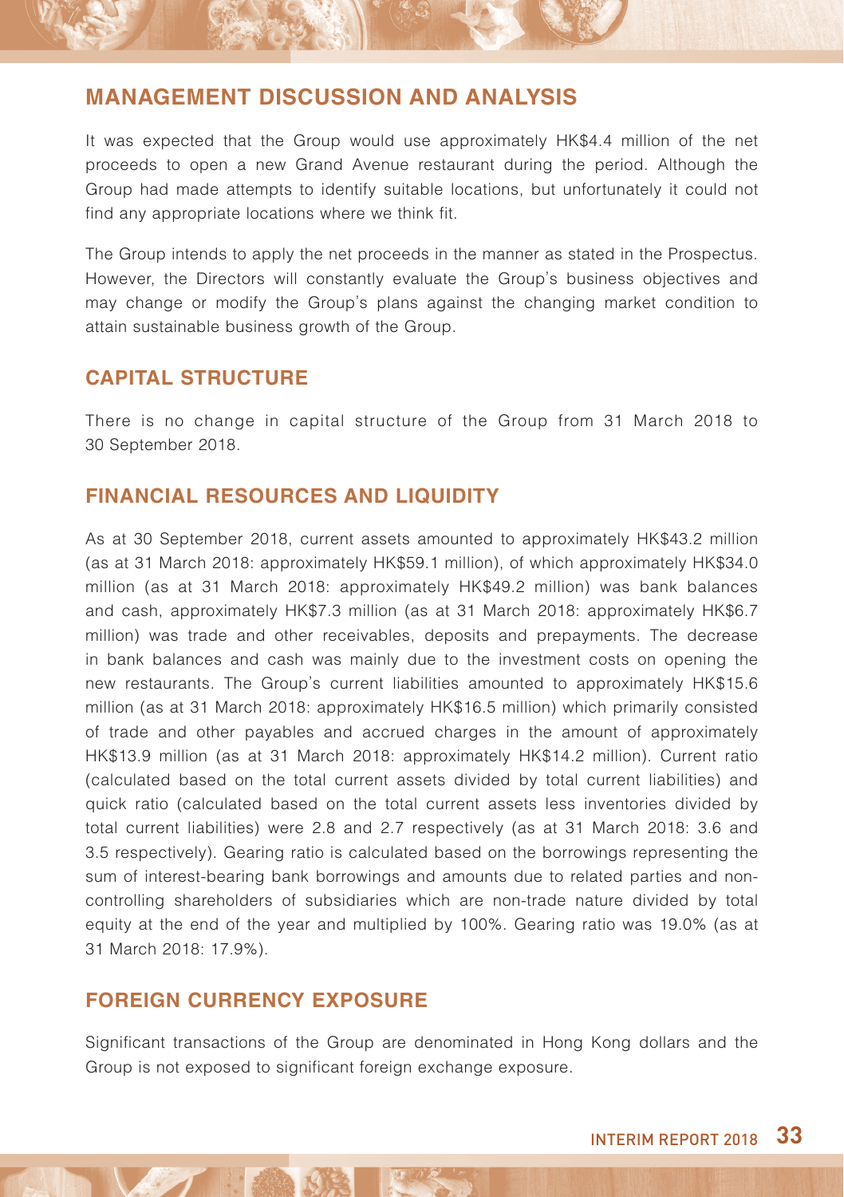# MANAGEMENT DISCUSSION AND ANALYSIS

It was expected that the Group would use approximately HK$4.4 million of the net proceeds to open a new Grand Avenue restaurant during the period. Although the Group had made attempts to identify suitable locations, but unfortunately it could not find any appropriate locations where we think fit.

The Group intends to apply the net proceeds in the manner as stated in the Prospectus. However, the Directors will constantly evaluate the Group's business objectives and may change or modify the Group's plans against the changing market condition to attain sustainable business growth of the Group.

## CAPITAL STRUCTURE

There is no change in capital structure of the Group from 31 March 2018 to 30 September 2018.

## FINANCIAL RESOURCES AND LIQUIDITY

As at 30 September 2018, current assets amounted to approximately HK$43.2 million (as at 31 March 2018: approximately HK$59.1 million), of which approximately HK$34.0 million (as at 31 March 2018: approximately HK$49.2 million) was bank balances and cash, approximately HK$7.3 million (as at 31 March 2018: approximately HK$6.7 million) was trade and other receivables, deposits and prepayments. The decrease in bank balances and cash was mainly due to the investment costs on opening the new restaurants. The Group's current liabilities amounted to approximately HK$15.6 million (as at 31 March 2018: approximately HK$16.5 million) which primarily consisted of trade and other payables and accrued charges in the amount of approximately HK$13.9 million (as at 31 March 2018: approximately HK$14.2 million). Current ratio (calculated based on the total current assets divided by total current liabilities) and quick ratio (calculated based on the total current assets less inventories divided by total current liabilities) were 2.8 and 2.7 respectively (as at 31 March 2018: 3.6 and 3.5 respectively). Gearing ratio is calculated based on the borrowings representing the sum of interest-bearing bank borrowings and amounts due to related parties and non-controlling shareholders of subsidiaries which are non-trade nature divided by total equity at the end of the year and multiplied by 100%. Gearing ratio was 19.0% (as at 31 March 2018: 17.9%).

## FOREIGN CURRENCY EXPOSURE

Significant transactions of the Group are denominated in Hong Kong dollars and the Group is not exposed to significant foreign exchange exposure.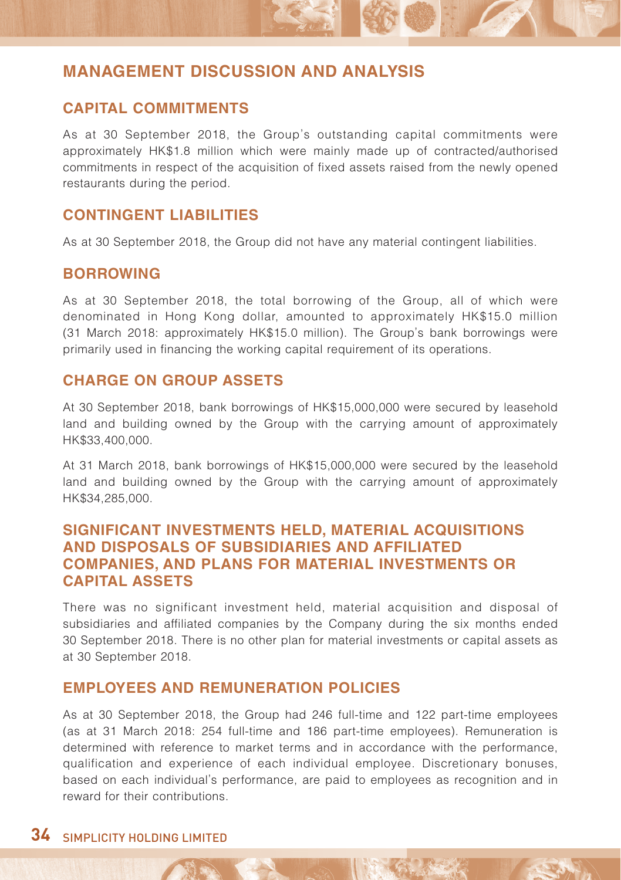# MANAGEMENT DISCUSSION AND ANALYSIS

## CAPITAL COMMITMENTS

As at 30 September 2018, the Group's outstanding capital commitments were approximately HK$1.8 million which were mainly made up of contracted/authorised commitments in respect of the acquisition of fixed assets raised from the newly opened restaurants during the period.

## CONTINGENT LIABILITIES

As at 30 September 2018, the Group did not have any material contingent liabilities.

## BORROWING

As at 30 September 2018, the total borrowing of the Group, all of which were denominated in Hong Kong dollar, amounted to approximately HK$15.0 million (31 March 2018: approximately HK$15.0 million). The Group's bank borrowings were primarily used in financing the working capital requirement of its operations.

## CHARGE ON GROUP ASSETS

At 30 September 2018, bank borrowings of HK$15,000,000 were secured by leasehold land and building owned by the Group with the carrying amount of approximately HK$33,400,000.

At 31 March 2018, bank borrowings of HK$15,000,000 were secured by the leasehold land and building owned by the Group with the carrying amount of approximately HK$34,285,000.

## SIGNIFICANT INVESTMENTS HELD, MATERIAL ACQUISITIONS AND DISPOSALS OF SUBSIDIARIES AND AFFILIATED COMPANIES, AND PLANS FOR MATERIAL INVESTMENTS OR CAPITAL ASSETS

There was no significant investment held, material acquisition and disposal of subsidiaries and affiliated companies by the Company during the six months ended 30 September 2018. There is no other plan for material investments or capital assets as at 30 September 2018.

## EMPLOYEES AND REMUNERATION POLICIES

As at 30 September 2018, the Group had 246 full-time and 122 part-time employees (as at 31 March 2018: 254 full-time and 186 part-time employees). Remuneration is determined with reference to market terms and in accordance with the performance, qualification and experience of each individual employee. Discretionary bonuses, based on each individual's performance, are paid to employees as recognition and in reward for their contributions.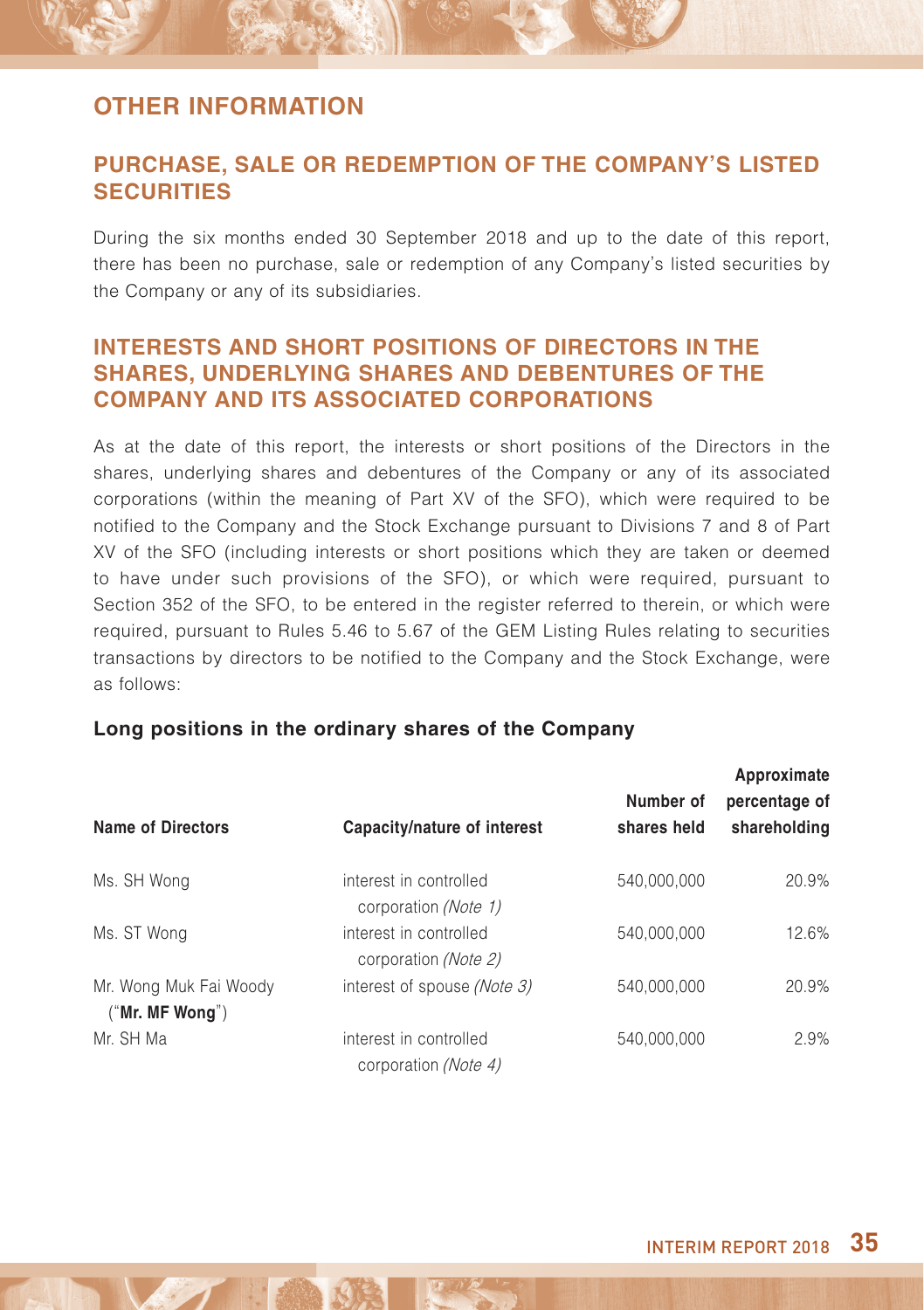# OTHER INFORMATION

## PURCHASE, SALE OR REDEMPTION OF THE COMPANY'S LISTED SECURITIES

During the six months ended 30 September 2018 and up to the date of this report, there has been no purchase, sale or redemption of any Company's listed securities by the Company or any of its subsidiaries.

## INTERESTS AND SHORT POSITIONS OF DIRECTORS IN THE SHARES, UNDERLYING SHARES AND DEBENTURES OF THE COMPANY AND ITS ASSOCIATED CORPORATIONS

As at the date of this report, the interests or short positions of the Directors in the shares, underlying shares and debentures of the Company or any of its associated corporations (within the meaning of Part XV of the SFO), which were required to be notified to the Company and the Stock Exchange pursuant to Divisions 7 and 8 of Part XV of the SFO (including interests or short positions which they are taken or deemed to have under such provisions of the SFO), or which were required, pursuant to Section 352 of the SFO, to be entered in the register referred to therein, or which were required, pursuant to Rules 5.46 to 5.67 of the GEM Listing Rules relating to securities transactions by directors to be notified to the Company and the Stock Exchange, were as follows:

### Long positions in the ordinary shares of the Company

| Name of Directors | Capacity/nature of interest | Number of shares held | Approximate percentage of shareholding |
|---|---|---|---|
| Ms. SH Wong | interest in controlled corporation *(Note 1)* | 540,000,000 | 20.9% |
| Ms. ST Wong | interest in controlled corporation *(Note 2)* | 540,000,000 | 12.6% |
| Mr. Wong Muk Fai Woody ("**Mr. MF Wong**") | interest of spouse *(Note 3)* | 540,000,000 | 20.9% |
| Mr. SH Ma | interest in controlled corporation *(Note 4)* | 540,000,000 | 2.9% |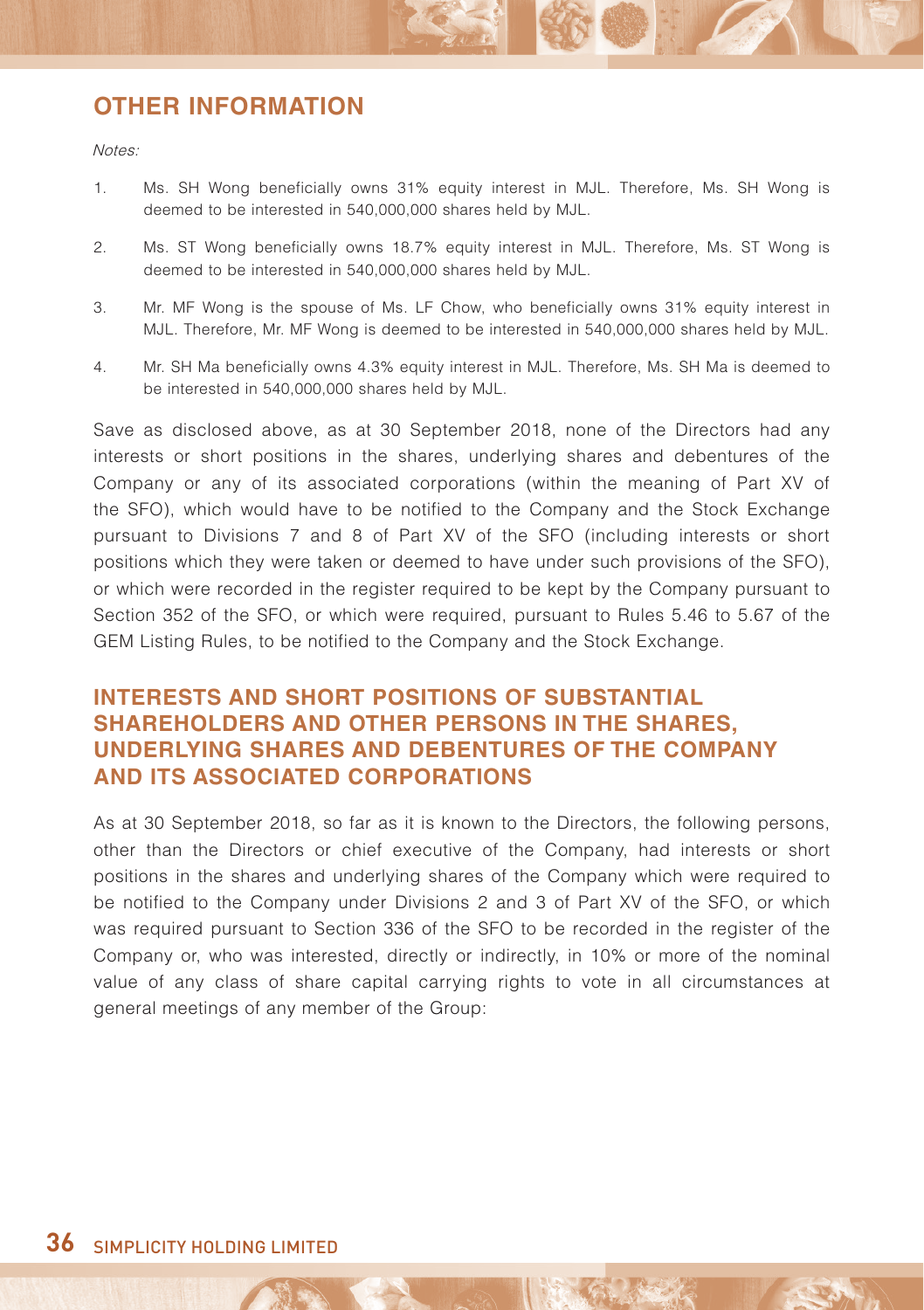## OTHER INFORMATION

*Notes:*

1. Ms. SH Wong beneficially owns 31% equity interest in MJL. Therefore, Ms. SH Wong is deemed to be interested in 540,000,000 shares held by MJL.

2. Ms. ST Wong beneficially owns 18.7% equity interest in MJL. Therefore, Ms. ST Wong is deemed to be interested in 540,000,000 shares held by MJL.

3. Mr. MF Wong is the spouse of Ms. LF Chow, who beneficially owns 31% equity interest in MJL. Therefore, Mr. MF Wong is deemed to be interested in 540,000,000 shares held by MJL.

4. Mr. SH Ma beneficially owns 4.3% equity interest in MJL. Therefore, Ms. SH Ma is deemed to be interested in 540,000,000 shares held by MJL.

Save as disclosed above, as at 30 September 2018, none of the Directors had any interests or short positions in the shares, underlying shares and debentures of the Company or any of its associated corporations (within the meaning of Part XV of the SFO), which would have to be notified to the Company and the Stock Exchange pursuant to Divisions 7 and 8 of Part XV of the SFO (including interests or short positions which they were taken or deemed to have under such provisions of the SFO), or which were recorded in the register required to be kept by the Company pursuant to Section 352 of the SFO, or which were required, pursuant to Rules 5.46 to 5.67 of the GEM Listing Rules, to be notified to the Company and the Stock Exchange.

## INTERESTS AND SHORT POSITIONS OF SUBSTANTIAL SHAREHOLDERS AND OTHER PERSONS IN THE SHARES, UNDERLYING SHARES AND DEBENTURES OF THE COMPANY AND ITS ASSOCIATED CORPORATIONS

As at 30 September 2018, so far as it is known to the Directors, the following persons, other than the Directors or chief executive of the Company, had interests or short positions in the shares and underlying shares of the Company which were required to be notified to the Company under Divisions 2 and 3 of Part XV of the SFO, or which was required pursuant to Section 336 of the SFO to be recorded in the register of the Company or, who was interested, directly or indirectly, in 10% or more of the nominal value of any class of share capital carrying rights to vote in all circumstances at general meetings of any member of the Group: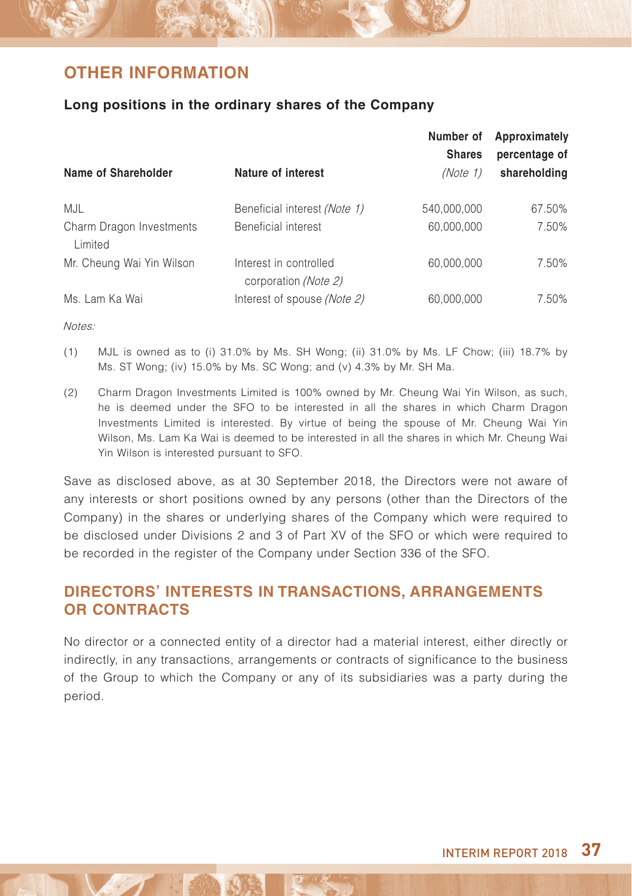## OTHER INFORMATION

### Long positions in the ordinary shares of the Company

| Name of Shareholder | Nature of interest | Number of Shares *(Note 1)* | Approximately percentage of shareholding |
|---|---|---|---|
| MJL | Beneficial interest *(Note 1)* | 540,000,000 | 67.50% |
| Charm Dragon Investments Limited | Beneficial interest | 60,000,000 | 7.50% |
| Mr. Cheung Wai Yin Wilson | Interest in controlled corporation *(Note 2)* | 60,000,000 | 7.50% |
| Ms. Lam Ka Wai | Interest of spouse *(Note 2)* | 60,000,000 | 7.50% |

*Notes:*

(1) MJL is owned as to (i) 31.0% by Ms. SH Wong; (ii) 31.0% by Ms. LF Chow; (iii) 18.7% by Ms. ST Wong; (iv) 15.0% by Ms. SC Wong; and (v) 4.3% by Mr. SH Ma.

(2) Charm Dragon Investments Limited is 100% owned by Mr. Cheung Wai Yin Wilson, as such, he is deemed under the SFO to be interested in all the shares in which Charm Dragon Investments Limited is interested. By virtue of being the spouse of Mr. Cheung Wai Yin Wilson, Ms. Lam Ka Wai is deemed to be interested in all the shares in which Mr. Cheung Wai Yin Wilson is interested pursuant to SFO.

Save as disclosed above, as at 30 September 2018, the Directors were not aware of any interests or short positions owned by any persons (other than the Directors of the Company) in the shares or underlying shares of the Company which were required to be disclosed under Divisions 2 and 3 of Part XV of the SFO or which were required to be recorded in the register of the Company under Section 336 of the SFO.

## DIRECTORS' INTERESTS IN TRANSACTIONS, ARRANGEMENTS OR CONTRACTS

No director or a connected entity of a director had a material interest, either directly or indirectly, in any transactions, arrangements or contracts of significance to the business of the Group to which the Company or any of its subsidiaries was a party during the period.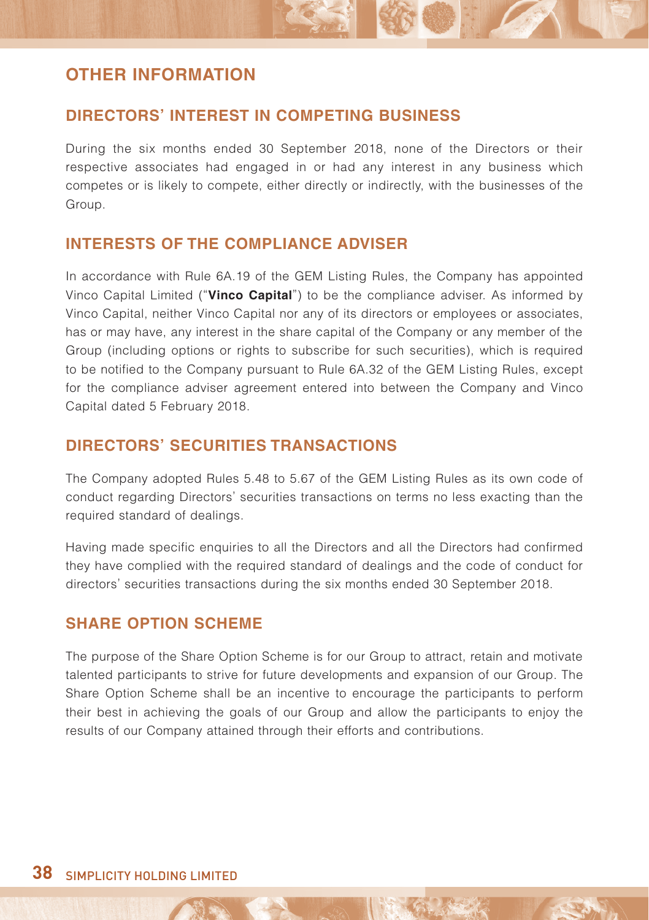# OTHER INFORMATION

## DIRECTORS' INTEREST IN COMPETING BUSINESS

During the six months ended 30 September 2018, none of the Directors or their respective associates had engaged in or had any interest in any business which competes or is likely to compete, either directly or indirectly, with the businesses of the Group.

## INTERESTS OF THE COMPLIANCE ADVISER

In accordance with Rule 6A.19 of the GEM Listing Rules, the Company has appointed Vinco Capital Limited ("**Vinco Capital**") to be the compliance adviser. As informed by Vinco Capital, neither Vinco Capital nor any of its directors or employees or associates, has or may have, any interest in the share capital of the Company or any member of the Group (including options or rights to subscribe for such securities), which is required to be notified to the Company pursuant to Rule 6A.32 of the GEM Listing Rules, except for the compliance adviser agreement entered into between the Company and Vinco Capital dated 5 February 2018.

## DIRECTORS' SECURITIES TRANSACTIONS

The Company adopted Rules 5.48 to 5.67 of the GEM Listing Rules as its own code of conduct regarding Directors' securities transactions on terms no less exacting than the required standard of dealings.

Having made specific enquiries to all the Directors and all the Directors had confirmed they have complied with the required standard of dealings and the code of conduct for directors' securities transactions during the six months ended 30 September 2018.

## SHARE OPTION SCHEME

The purpose of the Share Option Scheme is for our Group to attract, retain and motivate talented participants to strive for future developments and expansion of our Group. The Share Option Scheme shall be an incentive to encourage the participants to perform their best in achieving the goals of our Group and allow the participants to enjoy the results of our Company attained through their efforts and contributions.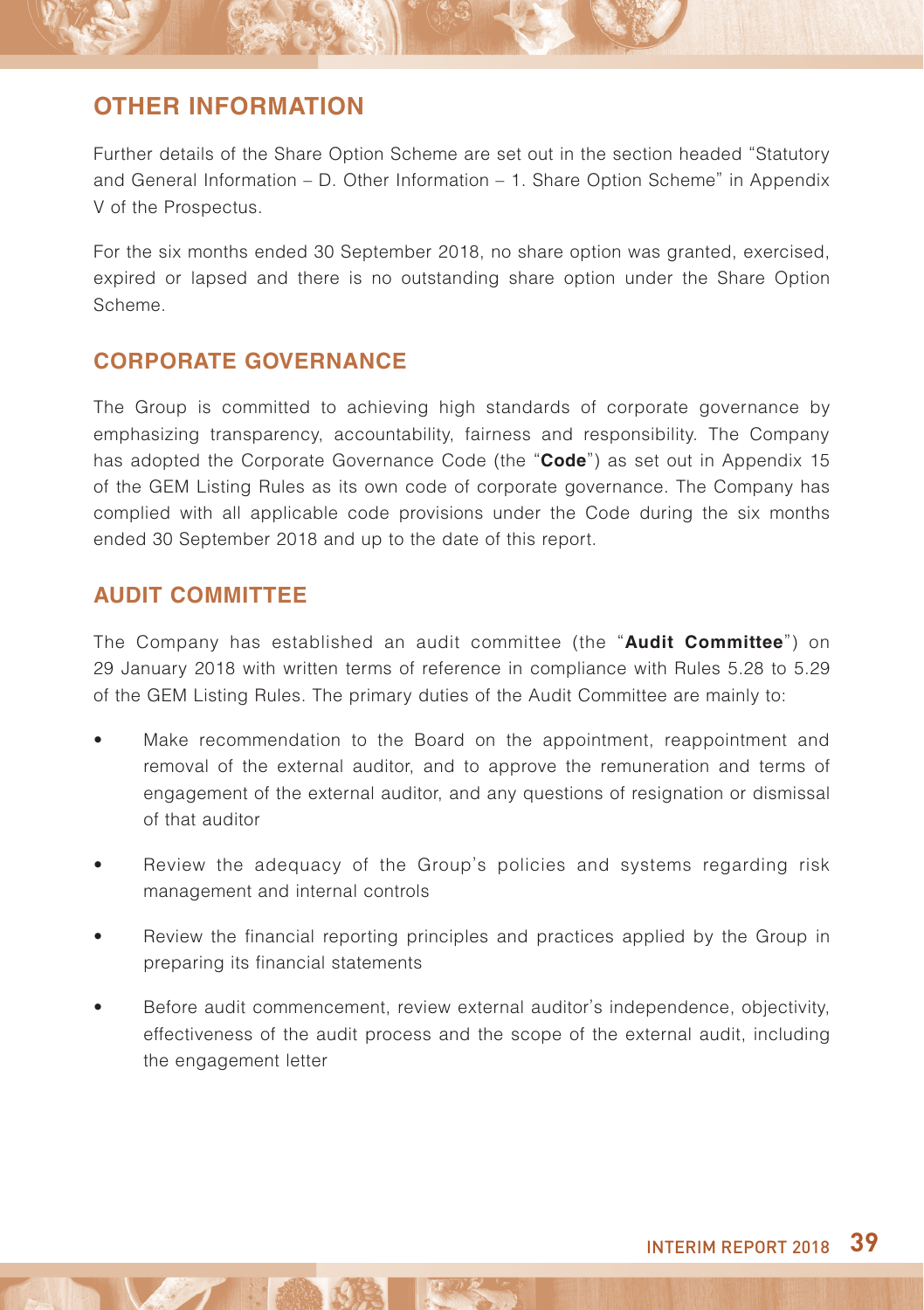## OTHER INFORMATION

Further details of the Share Option Scheme are set out in the section headed "Statutory and General Information – D. Other Information – 1. Share Option Scheme" in Appendix V of the Prospectus.

For the six months ended 30 September 2018, no share option was granted, exercised, expired or lapsed and there is no outstanding share option under the Share Option Scheme.

## CORPORATE GOVERNANCE

The Group is committed to achieving high standards of corporate governance by emphasizing transparency, accountability, fairness and responsibility. The Company has adopted the Corporate Governance Code (the "**Code**") as set out in Appendix 15 of the GEM Listing Rules as its own code of corporate governance. The Company has complied with all applicable code provisions under the Code during the six months ended 30 September 2018 and up to the date of this report.

## AUDIT COMMITTEE

The Company has established an audit committee (the "**Audit Committee**") on 29 January 2018 with written terms of reference in compliance with Rules 5.28 to 5.29 of the GEM Listing Rules. The primary duties of the Audit Committee are mainly to:

- Make recommendation to the Board on the appointment, reappointment and removal of the external auditor, and to approve the remuneration and terms of engagement of the external auditor, and any questions of resignation or dismissal of that auditor
- Review the adequacy of the Group's policies and systems regarding risk management and internal controls
- Review the financial reporting principles and practices applied by the Group in preparing its financial statements
- Before audit commencement, review external auditor's independence, objectivity, effectiveness of the audit process and the scope of the external audit, including the engagement letter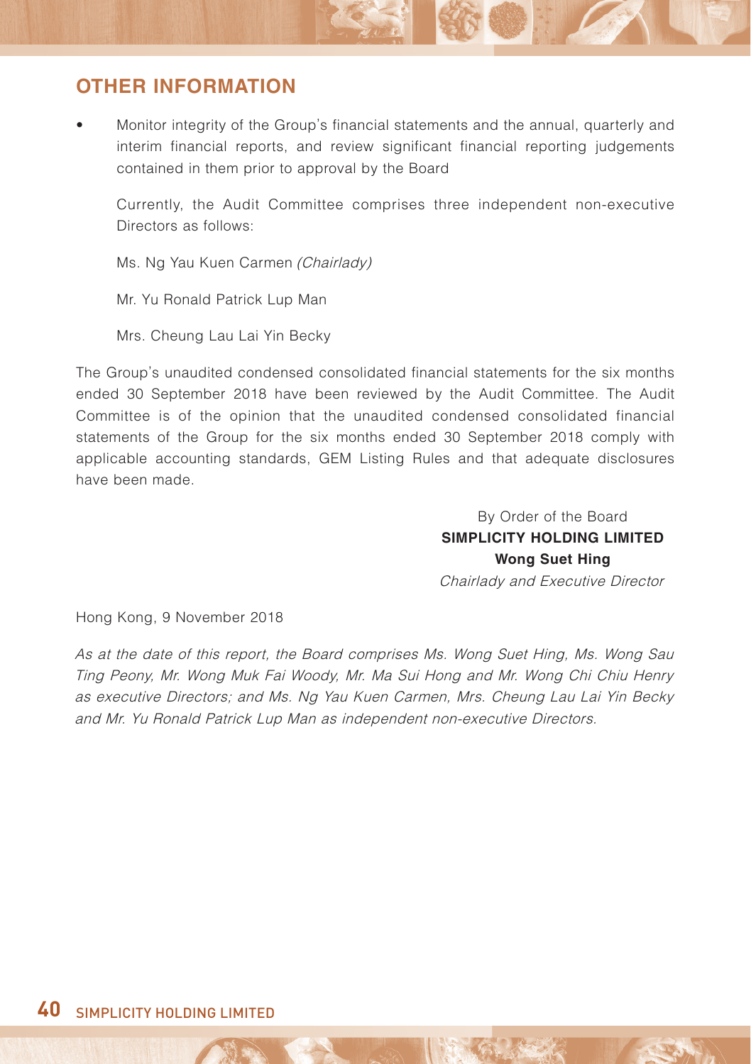## OTHER INFORMATION

- Monitor integrity of the Group's financial statements and the annual, quarterly and interim financial reports, and review significant financial reporting judgements contained in them prior to approval by the Board

  Currently, the Audit Committee comprises three independent non-executive Directors as follows:

  Ms. Ng Yau Kuen Carmen *(Chairlady)*

  Mr. Yu Ronald Patrick Lup Man

  Mrs. Cheung Lau Lai Yin Becky

The Group's unaudited condensed consolidated financial statements for the six months ended 30 September 2018 have been reviewed by the Audit Committee. The Audit Committee is of the opinion that the unaudited condensed consolidated financial statements of the Group for the six months ended 30 September 2018 comply with applicable accounting standards, GEM Listing Rules and that adequate disclosures have been made.

By Order of the Board
**SIMPLICITY HOLDING LIMITED**
**Wong Suet Hing**
*Chairlady and Executive Director*

Hong Kong, 9 November 2018

*As at the date of this report, the Board comprises Ms. Wong Suet Hing, Ms. Wong Sau Ting Peony, Mr. Wong Muk Fai Woody, Mr. Ma Sui Hong and Mr. Wong Chi Chiu Henry as executive Directors; and Ms. Ng Yau Kuen Carmen, Mrs. Cheung Lau Lai Yin Becky and Mr. Yu Ronald Patrick Lup Man as independent non-executive Directors.*